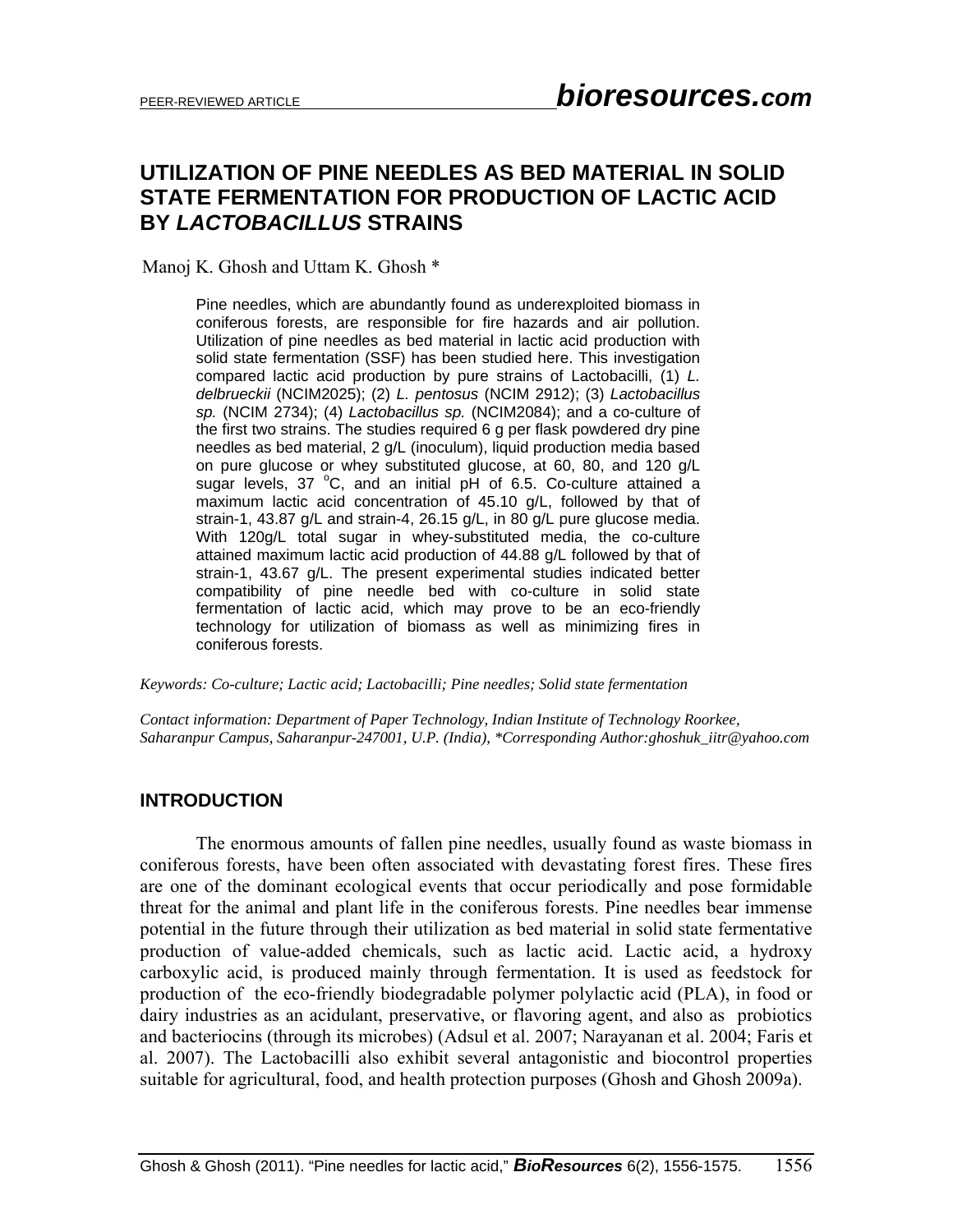# UTILIZATION OF PINE NEEDLES AS BED MATERIAL IN SOLID STATE FERMENTATION FOR PRODUCTION OF LACTIC ACID BY *LACTOBACILLUS* STRAINS

Manoj K. Ghosh and Uttam K. Ghosh *

Pine needles, which are abundantly found as underexploited biomass in coniferous forests, are responsible for fire hazards and air pollution. Utilization of pine needles as bed material in lactic acid production with solid state fermentation (SSF) has been studied here. This investigation compared lactic acid production by pure strains of Lactobacilli, (1) *L. delbrueckii* (NCIM2025); (2) *L. pentosus* (NCIM 2912); (3) *Lactobacillus sp.* (NCIM 2734); (4) *Lactobacillus sp.* (NCIM2084); and a co-culture of the first two strains. The studies required 6 g per flask powdered dry pine needles as bed material, 2 g/L (inoculum), liquid production media based on pure glucose or whey substituted glucose, at 60, 80, and 120 g/L sugar levels, 37 $^{o}$C, and an initial pH of 6.5. Co-culture attained a maximum lactic acid concentration of 45.10 g/L, followed by that of strain-1, 43.87 g/L and strain-4, 26.15 g/L, in 80 g/L pure glucose media. With 120g/L total sugar in whey-substituted media, the co-culture attained maximum lactic acid production of 44.88 g/L followed by that of strain-1, 43.67 g/L. The present experimental studies indicated better compatibility of pine needle bed with co-culture in solid state fermentation of lactic acid, which may prove to be an eco-friendly technology for utilization of biomass as well as minimizing fires in coniferous forests.

*Keywords: Co-culture; Lactic acid; Lactobacilli; Pine needles; Solid state fermentation*

*Contact information: Department of Paper Technology, Indian Institute of Technology Roorkee, Saharanpur Campus, Saharanpur-247001, U.P. (India), \*Corresponding Author:ghoshuk_iitr@yahoo.com*

## INTRODUCTION

The enormous amounts of fallen pine needles, usually found as waste biomass in coniferous forests, have been often associated with devastating forest fires. These fires are one of the dominant ecological events that occur periodically and pose formidable threat for the animal and plant life in the coniferous forests. Pine needles bear immense potential in the future through their utilization as bed material in solid state fermentative production of value-added chemicals, such as lactic acid. Lactic acid, a hydroxy carboxylic acid, is produced mainly through fermentation. It is used as feedstock for production of the eco-friendly biodegradable polymer polylactic acid (PLA), in food or dairy industries as an acidulant, preservative, or flavoring agent, and also as probiotics and bacteriocins (through its microbes) (Adsul et al. 2007; Narayanan et al. 2004; Faris et al. 2007). The Lactobacilli also exhibit several antagonistic and biocontrol properties suitable for agricultural, food, and health protection purposes (Ghosh and Ghosh 2009a).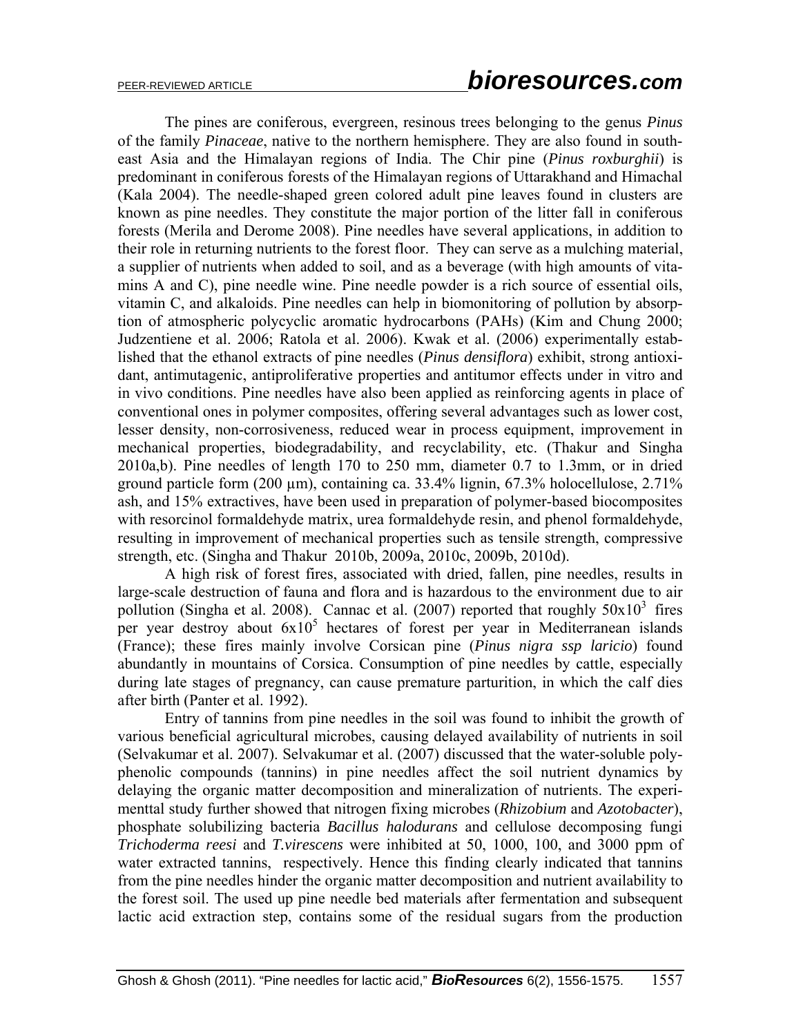The pines are coniferous, evergreen, resinous trees belonging to the genus *Pinus* of the family *Pinaceae*, native to the northern hemisphere. They are also found in south-east Asia and the Himalayan regions of India. The Chir pine (*Pinus roxburghii*) is predominant in coniferous forests of the Himalayan regions of Uttarakhand and Himachal (Kala 2004). The needle-shaped green colored adult pine leaves found in clusters are known as pine needles. They constitute the major portion of the litter fall in coniferous forests (Merila and Derome 2008). Pine needles have several applications, in addition to their role in returning nutrients to the forest floor. They can serve as a mulching material, a supplier of nutrients when added to soil, and as a beverage (with high amounts of vitamins A and C), pine needle wine. Pine needle powder is a rich source of essential oils, vitamin C, and alkaloids. Pine needles can help in biomonitoring of pollution by absorption of atmospheric polycyclic aromatic hydrocarbons (PAHs) (Kim and Chung 2000; Judzentiene et al. 2006; Ratola et al. 2006). Kwak et al. (2006) experimentally established that the ethanol extracts of pine needles (*Pinus densiflora*) exhibit, strong antioxidant, antimutagenic, antiproliferative properties and antitumor effects under in vitro and in vivo conditions. Pine needles have also been applied as reinforcing agents in place of conventional ones in polymer composites, offering several advantages such as lower cost, lesser density, non-corrosiveness, reduced wear in process equipment, improvement in mechanical properties, biodegradability, and recyclability, etc. (Thakur and Singha 2010a,b). Pine needles of length 170 to 250 mm, diameter 0.7 to 1.3mm, or in dried ground particle form (200 µm), containing ca. 33.4% lignin, 67.3% holocellulose, 2.71% ash, and 15% extractives, have been used in preparation of polymer-based biocomposites with resorcinol formaldehyde matrix, urea formaldehyde resin, and phenol formaldehyde, resulting in improvement of mechanical properties such as tensile strength, compressive strength, etc. (Singha and Thakur 2010b, 2009a, 2010c, 2009b, 2010d).

A high risk of forest fires, associated with dried, fallen, pine needles, results in large-scale destruction of fauna and flora and is hazardous to the environment due to air pollution (Singha et al. 2008). Cannac et al. (2007) reported that roughly $50x10^3$ fires per year destroy about $6x10^5$ hectares of forest per year in Mediterranean islands (France); these fires mainly involve Corsican pine (*Pinus nigra ssp laricio*) found abundantly in mountains of Corsica. Consumption of pine needles by cattle, especially during late stages of pregnancy, can cause premature parturition, in which the calf dies after birth (Panter et al. 1992).

Entry of tannins from pine needles in the soil was found to inhibit the growth of various beneficial agricultural microbes, causing delayed availability of nutrients in soil (Selvakumar et al. 2007). Selvakumar et al. (2007) discussed that the water-soluble polyphenolic compounds (tannins) in pine needles affect the soil nutrient dynamics by delaying the organic matter decomposition and mineralization of nutrients. The experimenttal study further showed that nitrogen fixing microbes (*Rhizobium* and *Azotobacter*), phosphate solubilizing bacteria *Bacillus halodurans* and cellulose decomposing fungi *Trichoderma reesi* and *T.virescens* were inhibited at 50, 1000, 100, and 3000 ppm of water extracted tannins, respectively. Hence this finding clearly indicated that tannins from the pine needles hinder the organic matter decomposition and nutrient availability to the forest soil. The used up pine needle bed materials after fermentation and subsequent lactic acid extraction step, contains some of the residual sugars from the production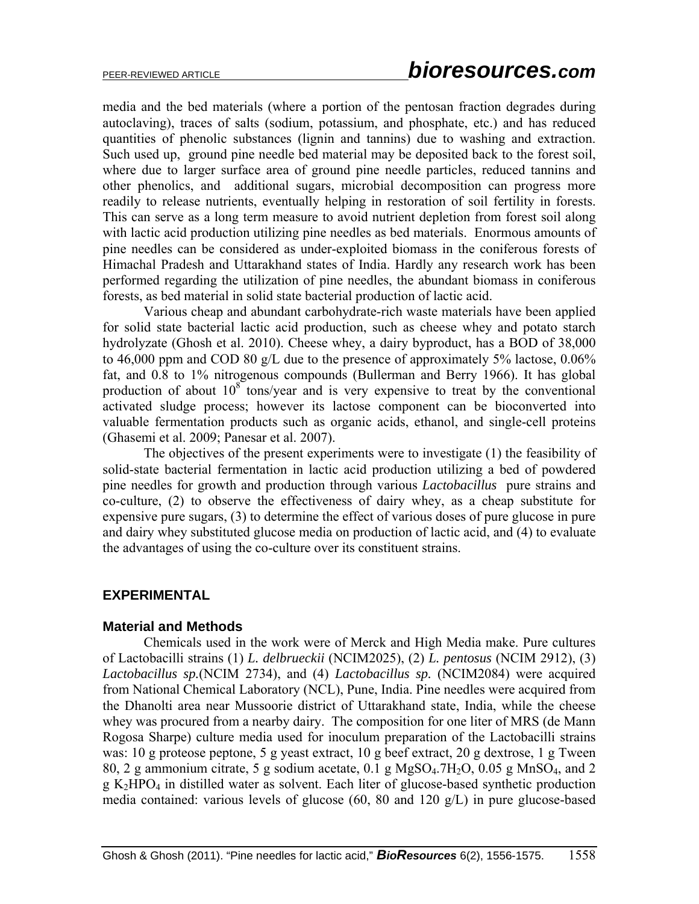media and the bed materials (where a portion of the pentosan fraction degrades during autoclaving), traces of salts (sodium, potassium, and phosphate, etc.) and has reduced quantities of phenolic substances (lignin and tannins) due to washing and extraction. Such used up, ground pine needle bed material may be deposited back to the forest soil, where due to larger surface area of ground pine needle particles, reduced tannins and other phenolics, and additional sugars, microbial decomposition can progress more readily to release nutrients, eventually helping in restoration of soil fertility in forests. This can serve as a long term measure to avoid nutrient depletion from forest soil along with lactic acid production utilizing pine needles as bed materials. Enormous amounts of pine needles can be considered as under-exploited biomass in the coniferous forests of Himachal Pradesh and Uttarakhand states of India. Hardly any research work has been performed regarding the utilization of pine needles, the abundant biomass in coniferous forests, as bed material in solid state bacterial production of lactic acid.

Various cheap and abundant carbohydrate-rich waste materials have been applied for solid state bacterial lactic acid production, such as cheese whey and potato starch hydrolyzate (Ghosh et al. 2010). Cheese whey, a dairy byproduct, has a BOD of 38,000 to 46,000 ppm and COD 80 g/L due to the presence of approximately 5% lactose, 0.06% fat, and 0.8 to 1% nitrogenous compounds (Bullerman and Berry 1966). It has global production of about $10^8$ tons/year and is very expensive to treat by the conventional activated sludge process; however its lactose component can be bioconverted into valuable fermentation products such as organic acids, ethanol, and single-cell proteins (Ghasemi et al. 2009; Panesar et al. 2007).

The objectives of the present experiments were to investigate (1) the feasibility of solid-state bacterial fermentation in lactic acid production utilizing a bed of powdered pine needles for growth and production through various *Lactobacillus* pure strains and co-culture, (2) to observe the effectiveness of dairy whey, as a cheap substitute for expensive pure sugars, (3) to determine the effect of various doses of pure glucose in pure and dairy whey substituted glucose media on production of lactic acid, and (4) to evaluate the advantages of using the co-culture over its constituent strains.

## EXPERIMENTAL

### Material and Methods

Chemicals used in the work were of Merck and High Media make. Pure cultures of Lactobacilli strains (1) *L. delbrueckii* (NCIM2025), (2) *L. pentosus* (NCIM 2912), (3) *Lactobacillus sp.*(NCIM 2734), and (4) *Lactobacillus sp.* (NCIM2084) were acquired from National Chemical Laboratory (NCL), Pune, India. Pine needles were acquired from the Dhanolti area near Mussoorie district of Uttarakhand state, India, while the cheese whey was procured from a nearby dairy. The composition for one liter of MRS (de Mann Rogosa Sharpe) culture media used for inoculum preparation of the Lactobacilli strains was: 10 g proteose peptone, 5 g yeast extract, 10 g beef extract, 20 g dextrose, 1 g Tween 80, 2 g ammonium citrate, 5 g sodium acetate, 0.1 g $MgSO_4.7H_2O$, 0.05 g $MnSO_4$, and 2 g $K_2HPO_4$ in distilled water as solvent. Each liter of glucose-based synthetic production media contained: various levels of glucose (60, 80 and 120 g/L) in pure glucose-based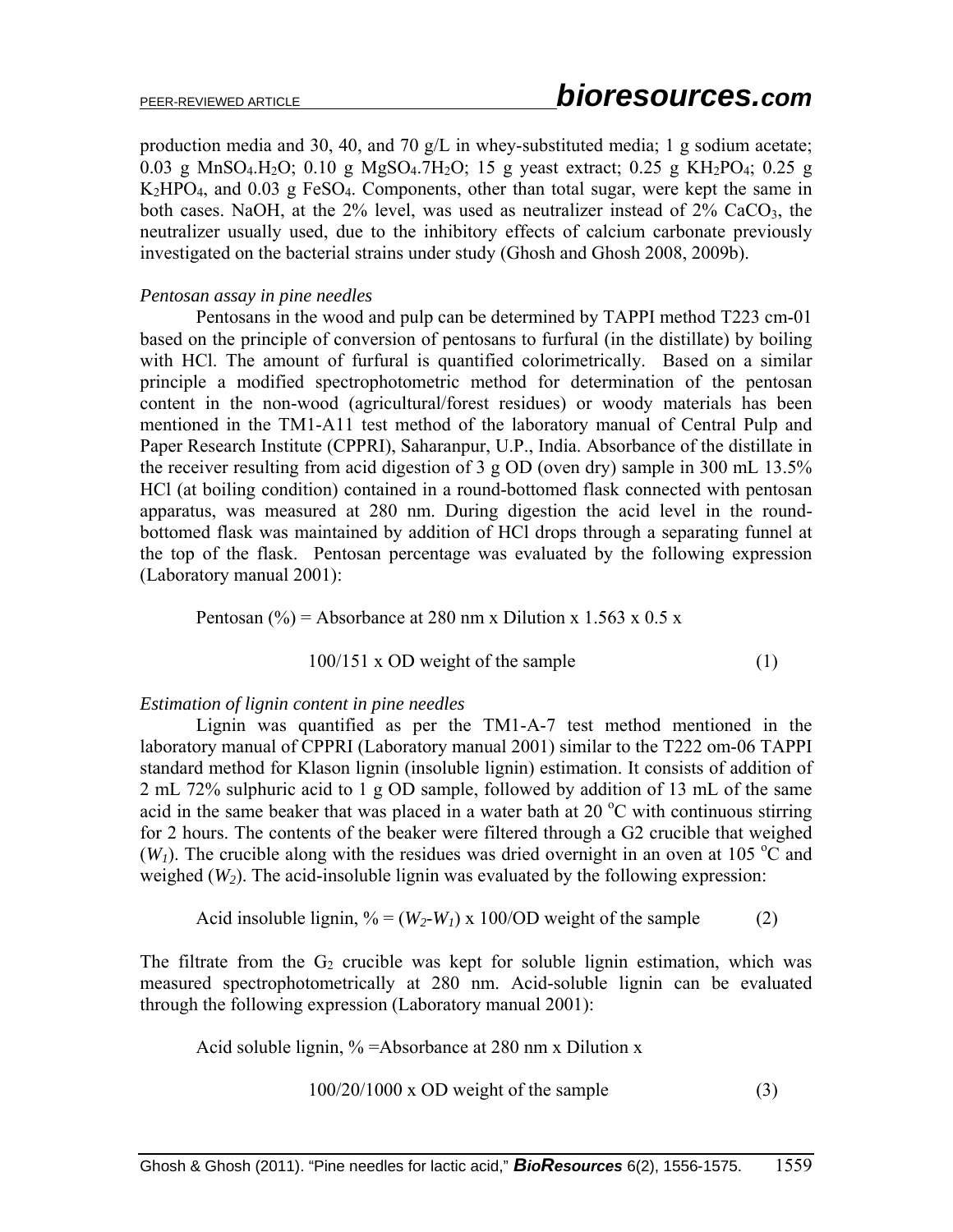production media and 30, 40, and 70 g/L in whey-substituted media; 1 g sodium acetate; 0.03 g $MnSO_4.H_2O$; 0.10 g $MgSO_4.7H_2O$; 15 g yeast extract; 0.25 g $KH_2PO_4$; 0.25 g $K_2HPO_4$, and 0.03 g $FeSO_4$. Components, other than total sugar, were kept the same in both cases. NaOH, at the 2% level, was used as neutralizer instead of 2% $CaCO_3$, the neutralizer usually used, due to the inhibitory effects of calcium carbonate previously investigated on the bacterial strains under study (Ghosh and Ghosh 2008, 2009b).

*Pentosan assay in pine needles*

Pentosans in the wood and pulp can be determined by TAPPI method T223 cm-01 based on the principle of conversion of pentosans to furfural (in the distillate) by boiling with HCl. The amount of furfural is quantified colorimetrically. Based on a similar principle a modified spectrophotometric method for determination of the pentosan content in the non-wood (agricultural/forest residues) or woody materials has been mentioned in the TM1-A11 test method of the laboratory manual of Central Pulp and Paper Research Institute (CPPRI), Saharanpur, U.P., India. Absorbance of the distillate in the receiver resulting from acid digestion of 3 g OD (oven dry) sample in 300 mL 13.5% HCl (at boiling condition) contained in a round-bottomed flask connected with pentosan apparatus, was measured at 280 nm. During digestion the acid level in the round-bottomed flask was maintained by addition of HCl drops through a separating funnel at the top of the flask. Pentosan percentage was evaluated by the following expression (Laboratory manual 2001):

$$\text{Pentosan (\%)} = \text{Absorbance at 280 nm} \times \text{Dilution} \times 1.563 \times 0.5 \times 100/151 \times \text{OD weight of the sample} \quad (1)$$

*Estimation of lignin content in pine needles*

Lignin was quantified as per the TM1-A-7 test method mentioned in the laboratory manual of CPPRI (Laboratory manual 2001) similar to the T222 om-06 TAPPI standard method for Klason lignin (insoluble lignin) estimation. It consists of addition of 2 mL 72% sulphuric acid to 1 g OD sample, followed by addition of 13 mL of the same acid in the same beaker that was placed in a water bath at 20 °C with continuous stirring for 2 hours. The contents of the beaker were filtered through a G2 crucible that weighed ($W_1$). The crucible along with the residues was dried overnight in an oven at 105 °C and weighed ($W_2$). The acid-insoluble lignin was evaluated by the following expression:

$$\text{Acid insoluble lignin, \%} = (W_2 - W_1) \times 100/\text{OD weight of the sample} \quad (2)$$

The filtrate from the $G_2$ crucible was kept for soluble lignin estimation, which was measured spectrophotometrically at 280 nm. Acid-soluble lignin can be evaluated through the following expression (Laboratory manual 2001):

$$\text{Acid soluble lignin, \%} = \text{Absorbance at 280 nm} \times \text{Dilution} \times 100/20/1000 \times \text{OD weight of the sample} \quad (3)$$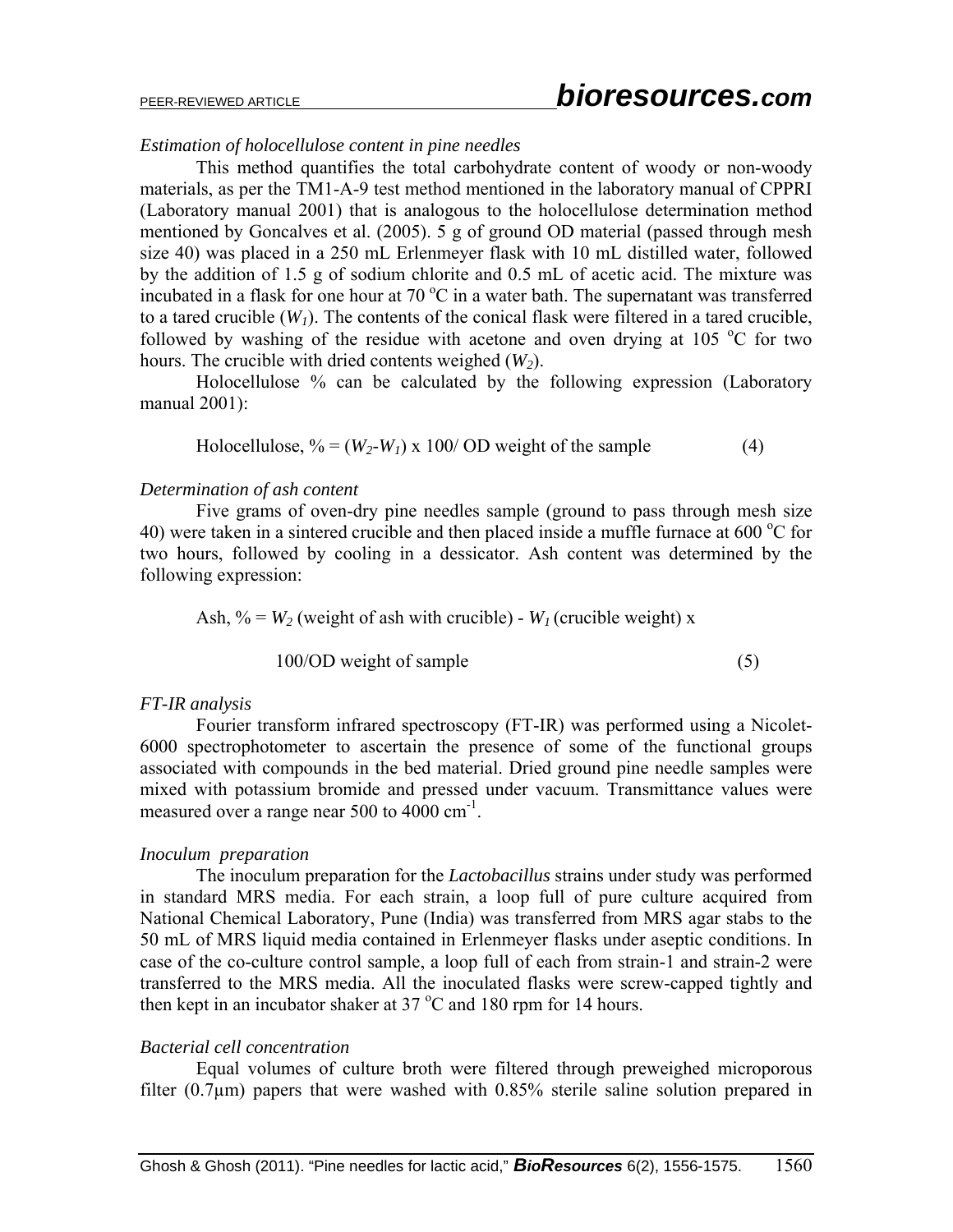*Estimation of holocellulose content in pine needles*

This method quantifies the total carbohydrate content of woody or non-woody materials, as per the TM1-A-9 test method mentioned in the laboratory manual of CPPRI (Laboratory manual 2001) that is analogous to the holocellulose determination method mentioned by Goncalves et al. (2005). 5 g of ground OD material (passed through mesh size 40) was placed in a 250 mL Erlenmeyer flask with 10 mL distilled water, followed by the addition of 1.5 g of sodium chlorite and 0.5 mL of acetic acid. The mixture was incubated in a flask for one hour at 70 °C in a water bath. The supernatant was transferred to a tared crucible ($W_1$). The contents of the conical flask were filtered in a tared crucible, followed by washing of the residue with acetone and oven drying at 105 °C for two hours. The crucible with dried contents weighed ($W_2$).

Holocellulose % can be calculated by the following expression (Laboratory manual 2001):

$$\text{Holocellulose, \%} = (W_2 - W_1) \times 100 / \text{OD weight of the sample} \tag{4}$$

*Determination of ash content*

Five grams of oven-dry pine needles sample (ground to pass through mesh size 40) were taken in a sintered crucible and then placed inside a muffle furnace at 600 °C for two hours, followed by cooling in a dessicator. Ash content was determined by the following expression:

$$\text{Ash, \%} = W_2 \text{ (weight of ash with crucible)} - W_1 \text{ (crucible weight)} \times 100/\text{OD weight of sample} \tag{5}$$

*FT-IR analysis*

Fourier transform infrared spectroscopy (FT-IR) was performed using a Nicolet-6000 spectrophotometer to ascertain the presence of some of the functional groups associated with compounds in the bed material. Dried ground pine needle samples were mixed with potassium bromide and pressed under vacuum. Transmittance values were measured over a range near 500 to 4000 $cm^{-1}$.

*Inoculum preparation*

The inoculum preparation for the *Lactobacillus* strains under study was performed in standard MRS media. For each strain, a loop full of pure culture acquired from National Chemical Laboratory, Pune (India) was transferred from MRS agar stabs to the 50 mL of MRS liquid media contained in Erlenmeyer flasks under aseptic conditions. In case of the co-culture control sample, a loop full of each from strain-1 and strain-2 were transferred to the MRS media. All the inoculated flasks were screw-capped tightly and then kept in an incubator shaker at 37 °C and 180 rpm for 14 hours.

*Bacterial cell concentration*

Equal volumes of culture broth were filtered through preweighed microporous filter (0.7μm) papers that were washed with 0.85% sterile saline solution prepared in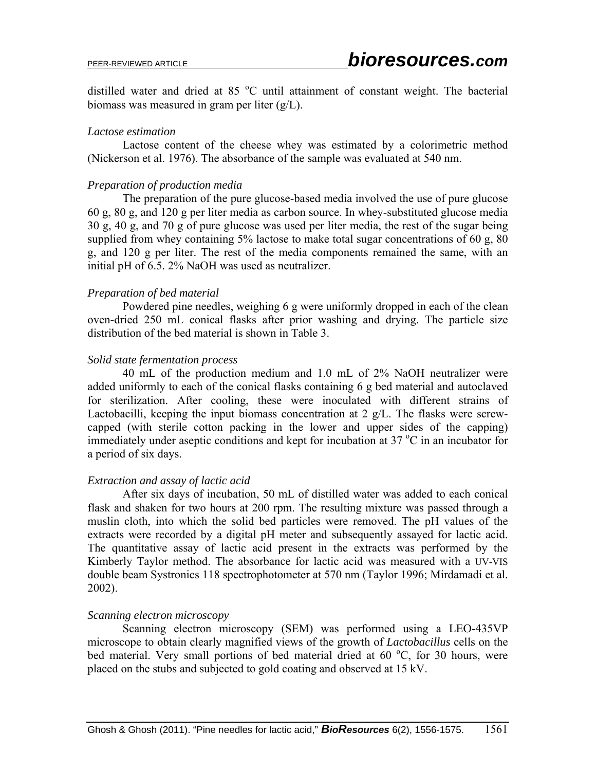distilled water and dried at 85 $^{o}$C until attainment of constant weight. The bacterial biomass was measured in gram per liter (g/L).

*Lactose estimation*

Lactose content of the cheese whey was estimated by a colorimetric method (Nickerson et al. 1976). The absorbance of the sample was evaluated at 540 nm.

*Preparation of production media*

The preparation of the pure glucose-based media involved the use of pure glucose 60 g, 80 g, and 120 g per liter media as carbon source. In whey-substituted glucose media 30 g, 40 g, and 70 g of pure glucose was used per liter media, the rest of the sugar being supplied from whey containing 5% lactose to make total sugar concentrations of 60 g, 80 g, and 120 g per liter. The rest of the media components remained the same, with an initial pH of 6.5. 2% NaOH was used as neutralizer.

*Preparation of bed material*

Powdered pine needles, weighing 6 g were uniformly dropped in each of the clean oven-dried 250 mL conical flasks after prior washing and drying. The particle size distribution of the bed material is shown in Table 3.

*Solid state fermentation process*

40 mL of the production medium and 1.0 mL of 2% NaOH neutralizer were added uniformly to each of the conical flasks containing 6 g bed material and autoclaved for sterilization. After cooling, these were inoculated with different strains of Lactobacilli, keeping the input biomass concentration at 2 g/L. The flasks were screw-capped (with sterile cotton packing in the lower and upper sides of the capping) immediately under aseptic conditions and kept for incubation at 37 $^{o}$C in an incubator for a period of six days.

*Extraction and assay of lactic acid*

After six days of incubation, 50 mL of distilled water was added to each conical flask and shaken for two hours at 200 rpm. The resulting mixture was passed through a muslin cloth, into which the solid bed particles were removed. The pH values of the extracts were recorded by a digital pH meter and subsequently assayed for lactic acid. The quantitative assay of lactic acid present in the extracts was performed by the Kimberly Taylor method. The absorbance for lactic acid was measured with a UV-VIS double beam Systronics 118 spectrophotometer at 570 nm (Taylor 1996; Mirdamadi et al. 2002).

*Scanning electron microscopy*

Scanning electron microscopy (SEM) was performed using a LEO-435VP microscope to obtain clearly magnified views of the growth of *Lactobacillus* cells on the bed material. Very small portions of bed material dried at 60 $^{o}$C, for 30 hours, were placed on the stubs and subjected to gold coating and observed at 15 kV.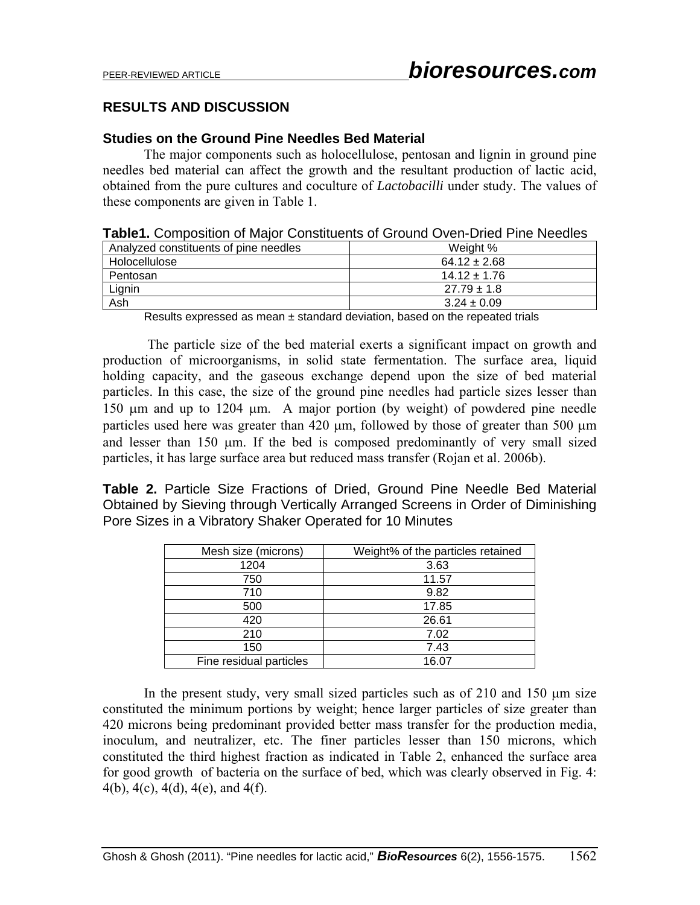## RESULTS AND DISCUSSION

### Studies on the Ground Pine Needles Bed Material

The major components such as holocellulose, pentosan and lignin in ground pine needles bed material can affect the growth and the resultant production of lactic acid, obtained from the pure cultures and coculture of *Lactobacilli* under study. The values of these components are given in Table 1.

**Table1.** Composition of Major Constituents of Ground Oven-Dried Pine Needles

| Analyzed constituents of pine needles | Weight % |
|---|---|
| Holocellulose | 64.12 ± 2.68 |
| Pentosan | 14.12 ± 1.76 |
| Lignin | 27.79 ± 1.8 |
| Ash | 3.24 ± 0.09 |

Results expressed as mean ± standard deviation, based on the repeated trials

The particle size of the bed material exerts a significant impact on growth and production of microorganisms, in solid state fermentation. The surface area, liquid holding capacity, and the gaseous exchange depend upon the size of bed material particles. In this case, the size of the ground pine needles had particle sizes lesser than 150 μm and up to 1204 μm. A major portion (by weight) of powdered pine needle particles used here was greater than 420 μm, followed by those of greater than 500 μm and lesser than 150 μm. If the bed is composed predominantly of very small sized particles, it has large surface area but reduced mass transfer (Rojan et al. 2006b).

**Table 2.** Particle Size Fractions of Dried, Ground Pine Needle Bed Material Obtained by Sieving through Vertically Arranged Screens in Order of Diminishing Pore Sizes in a Vibratory Shaker Operated for 10 Minutes

| Mesh size (microns) | Weight% of the particles retained |
|---|---|
| 1204 | 3.63 |
| 750 | 11.57 |
| 710 | 9.82 |
| 500 | 17.85 |
| 420 | 26.61 |
| 210 | 7.02 |
| 150 | 7.43 |
| Fine residual particles | 16.07 |

In the present study, very small sized particles such as of 210 and 150 μm size constituted the minimum portions by weight; hence larger particles of size greater than 420 microns being predominant provided better mass transfer for the production media, inoculum, and neutralizer, etc. The finer particles lesser than 150 microns, which constituted the third highest fraction as indicated in Table 2, enhanced the surface area for good growth of bacteria on the surface of bed, which was clearly observed in Fig. 4: 4(b), 4(c), 4(d), 4(e), and 4(f).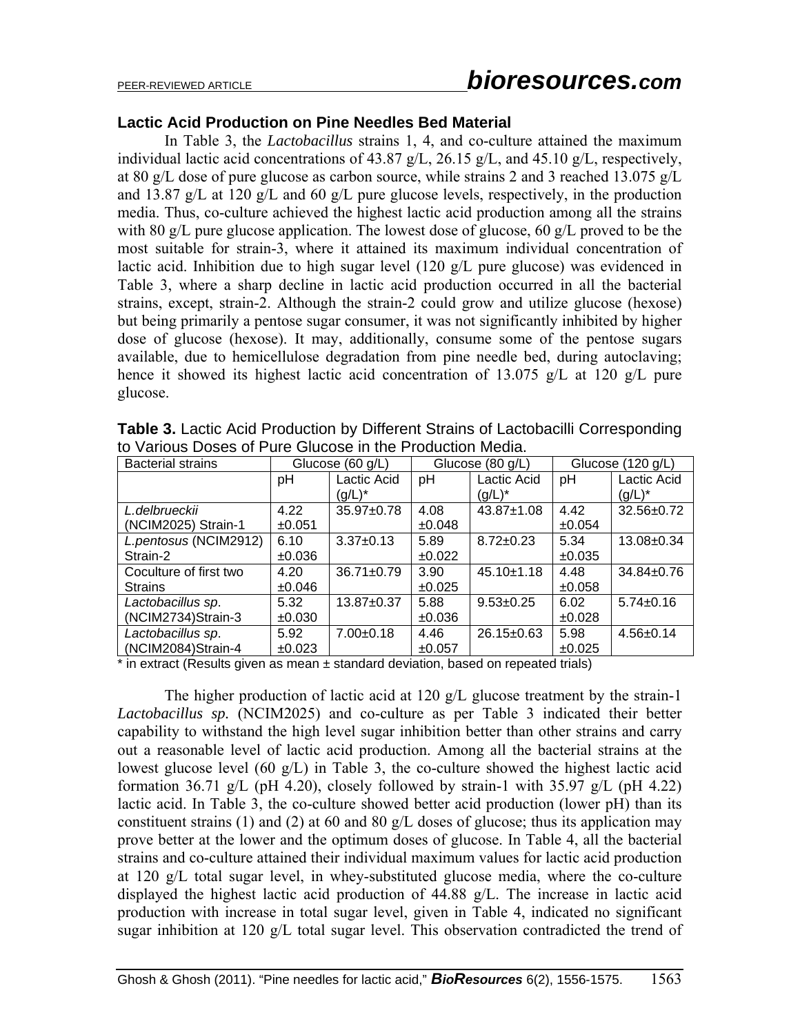### Lactic Acid Production on Pine Needles Bed Material

In Table 3, the *Lactobacillus* strains 1, 4, and co-culture attained the maximum individual lactic acid concentrations of 43.87 g/L, 26.15 g/L, and 45.10 g/L, respectively, at 80 g/L dose of pure glucose as carbon source, while strains 2 and 3 reached 13.075 g/L and 13.87 g/L at 120 g/L and 60 g/L pure glucose levels, respectively, in the production media. Thus, co-culture achieved the highest lactic acid production among all the strains with 80 g/L pure glucose application. The lowest dose of glucose, 60 g/L proved to be the most suitable for strain-3, where it attained its maximum individual concentration of lactic acid. Inhibition due to high sugar level (120 g/L pure glucose) was evidenced in Table 3, where a sharp decline in lactic acid production occurred in all the bacterial strains, except, strain-2. Although the strain-2 could grow and utilize glucose (hexose) but being primarily a pentose sugar consumer, it was not significantly inhibited by higher dose of glucose (hexose). It may, additionally, consume some of the pentose sugars available, due to hemicellulose degradation from pine needle bed, during autoclaving; hence it showed its highest lactic acid concentration of 13.075 g/L at 120 g/L pure glucose.

**Table 3.** Lactic Acid Production by Different Strains of Lactobacilli Corresponding to Various Doses of Pure Glucose in the Production Media.

| Bacterial strains | Glucose (60 g/L) | | Glucose (80 g/L) | | Glucose (120 g/L) | |
|---|---|---|---|---|---|---|
| | pH | Lactic Acid (g/L)* | pH | Lactic Acid (g/L)* | pH | Lactic Acid (g/L)* |
| *L.delbrueckii* (NCIM2025) Strain-1 | 4.22 ±0.051 | 35.97±0.78 | 4.08 ±0.048 | 43.87±1.08 | 4.42 ±0.054 | 32.56±0.72 |
| *L.pentosus* (NCIM2912) Strain-2 | 6.10 ±0.036 | 3.37±0.13 | 5.89 ±0.022 | 8.72±0.23 | 5.34 ±0.035 | 13.08±0.34 |
| Coculture of first two Strains | 4.20 ±0.046 | 36.71±0.79 | 3.90 ±0.025 | 45.10±1.18 | 4.48 ±0.058 | 34.84±0.76 |
| *Lactobacillus sp*. (NCIM2734)Strain-3 | 5.32 ±0.030 | 13.87±0.37 | 5.88 ±0.036 | 9.53±0.25 | 6.02 ±0.028 | 5.74±0.16 |
| *Lactobacillus sp*. (NCIM2084)Strain-4 | 5.92 ±0.023 | 7.00±0.18 | 4.46 ±0.057 | 26.15±0.63 | 5.98 ±0.025 | 4.56±0.14 |

\* in extract (Results given as mean ± standard deviation, based on repeated trials)

The higher production of lactic acid at 120 g/L glucose treatment by the strain-1 *Lactobacillus sp.* (NCIM2025) and co-culture as per Table 3 indicated their better capability to withstand the high level sugar inhibition better than other strains and carry out a reasonable level of lactic acid production. Among all the bacterial strains at the lowest glucose level (60 g/L) in Table 3, the co-culture showed the highest lactic acid formation 36.71 g/L (pH 4.20), closely followed by strain-1 with 35.97 g/L (pH 4.22) lactic acid. In Table 3, the co-culture showed better acid production (lower pH) than its constituent strains (1) and (2) at 60 and 80 g/L doses of glucose; thus its application may prove better at the lower and the optimum doses of glucose. In Table 4, all the bacterial strains and co-culture attained their individual maximum values for lactic acid production at 120 g/L total sugar level, in whey-substituted glucose media, where the co-culture displayed the highest lactic acid production of 44.88 g/L. The increase in lactic acid production with increase in total sugar level, given in Table 4, indicated no significant sugar inhibition at 120 g/L total sugar level. This observation contradicted the trend of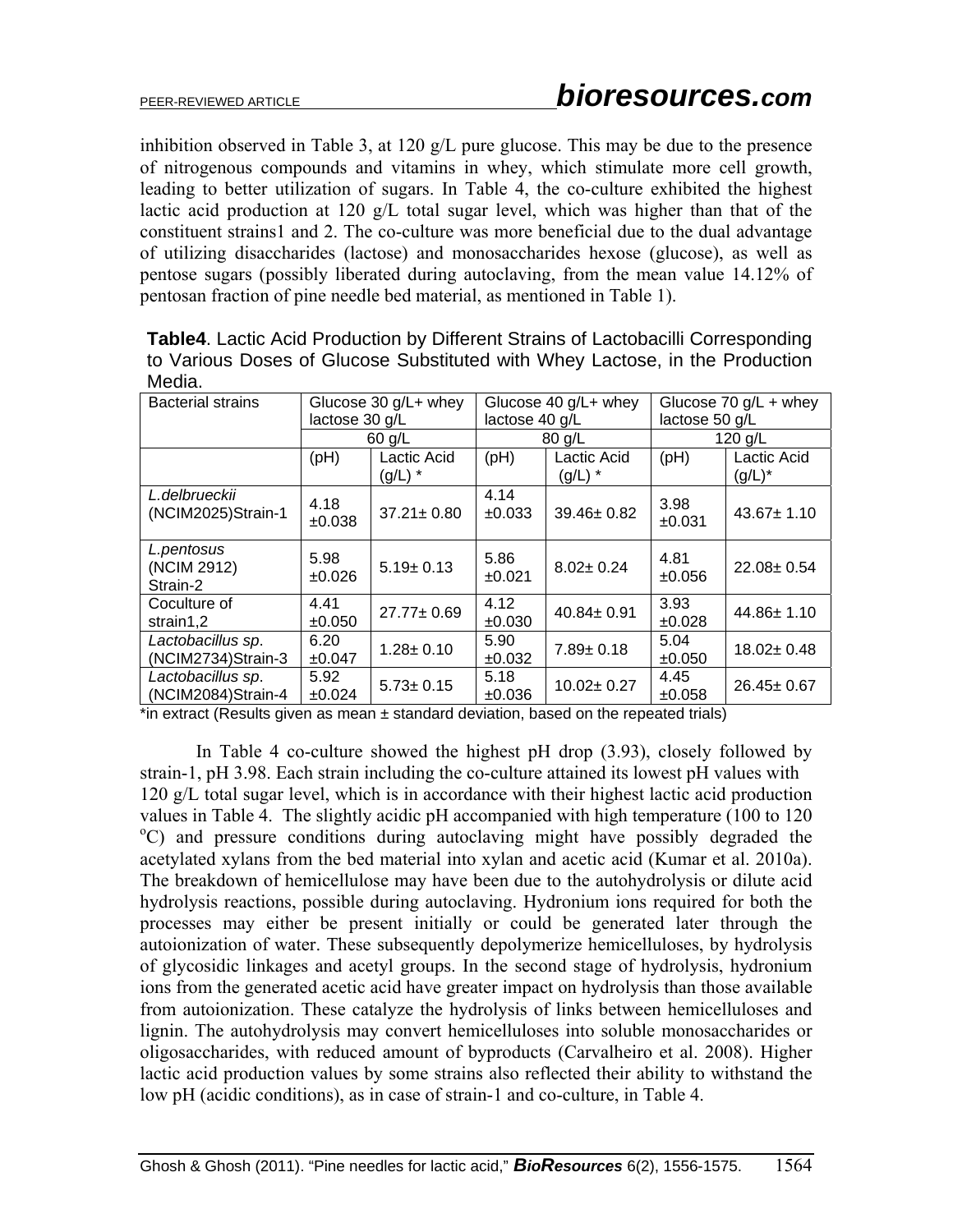inhibition observed in Table 3, at 120 g/L pure glucose. This may be due to the presence of nitrogenous compounds and vitamins in whey, which stimulate more cell growth, leading to better utilization of sugars. In Table 4, the co-culture exhibited the highest lactic acid production at 120 g/L total sugar level, which was higher than that of the constituent strains1 and 2. The co-culture was more beneficial due to the dual advantage of utilizing disaccharides (lactose) and monosaccharides hexose (glucose), as well as pentose sugars (possibly liberated during autoclaving, from the mean value 14.12% of pentosan fraction of pine needle bed material, as mentioned in Table 1).

**Table4**. Lactic Acid Production by Different Strains of Lactobacilli Corresponding to Various Doses of Glucose Substituted with Whey Lactose, in the Production Media.

| Bacterial strains | Glucose 30 g/L+ whey lactose 30 g/L | | Glucose 40 g/L+ whey lactose 40 g/L | | Glucose 70 g/L + whey lactose 50 g/L | |
|---|---|---|---|---|---|---|
| | 60 g/L | | 80 g/L | | 120 g/L | |
| | (pH) | Lactic Acid (g/L) * | (pH) | Lactic Acid (g/L) * | (pH) | Lactic Acid (g/L)* |
| *L.delbrueckii* (NCIM2025)Strain-1 | 4.18 ±0.038 | 37.21± 0.80 | 4.14 ±0.033 | 39.46± 0.82 | 3.98 ±0.031 | 43.67± 1.10 |
| *L.pentosus* (NCIM 2912) Strain-2 | 5.98 ±0.026 | 5.19± 0.13 | 5.86 ±0.021 | 8.02± 0.24 | 4.81 ±0.056 | 22.08± 0.54 |
| Coculture of strain1,2 | 4.41 ±0.050 | 27.77± 0.69 | 4.12 ±0.030 | 40.84± 0.91 | 3.93 ±0.028 | 44.86± 1.10 |
| *Lactobacillus sp*. (NCIM2734)Strain-3 | 6.20 ±0.047 | 1.28± 0.10 | 5.90 ±0.032 | 7.89± 0.18 | 5.04 ±0.050 | 18.02± 0.48 |
| *Lactobacillus sp*. (NCIM2084)Strain-4 | 5.92 ±0.024 | 5.73± 0.15 | 5.18 ±0.036 | 10.02± 0.27 | 4.45 ±0.058 | 26.45± 0.67 |

*in extract (Results given as mean ± standard deviation, based on the repeated trials)

In Table 4 co-culture showed the highest pH drop (3.93), closely followed by strain-1, pH 3.98. Each strain including the co-culture attained its lowest pH values with 120 g/L total sugar level, which is in accordance with their highest lactic acid production values in Table 4. The slightly acidic pH accompanied with high temperature (100 to 120 $^{o}$C) and pressure conditions during autoclaving might have possibly degraded the acetylated xylans from the bed material into xylan and acetic acid (Kumar et al. 2010a). The breakdown of hemicellulose may have been due to the autohydrolysis or dilute acid hydrolysis reactions, possible during autoclaving. Hydronium ions required for both the processes may either be present initially or could be generated later through the autoionization of water. These subsequently depolymerize hemicelluloses, by hydrolysis of glycosidic linkages and acetyl groups. In the second stage of hydrolysis, hydronium ions from the generated acetic acid have greater impact on hydrolysis than those available from autoionization. These catalyze the hydrolysis of links between hemicelluloses and lignin. The autohydrolysis may convert hemicelluloses into soluble monosaccharides or oligosaccharides, with reduced amount of byproducts (Carvalheiro et al. 2008). Higher lactic acid production values by some strains also reflected their ability to withstand the low pH (acidic conditions), as in case of strain-1 and co-culture, in Table 4.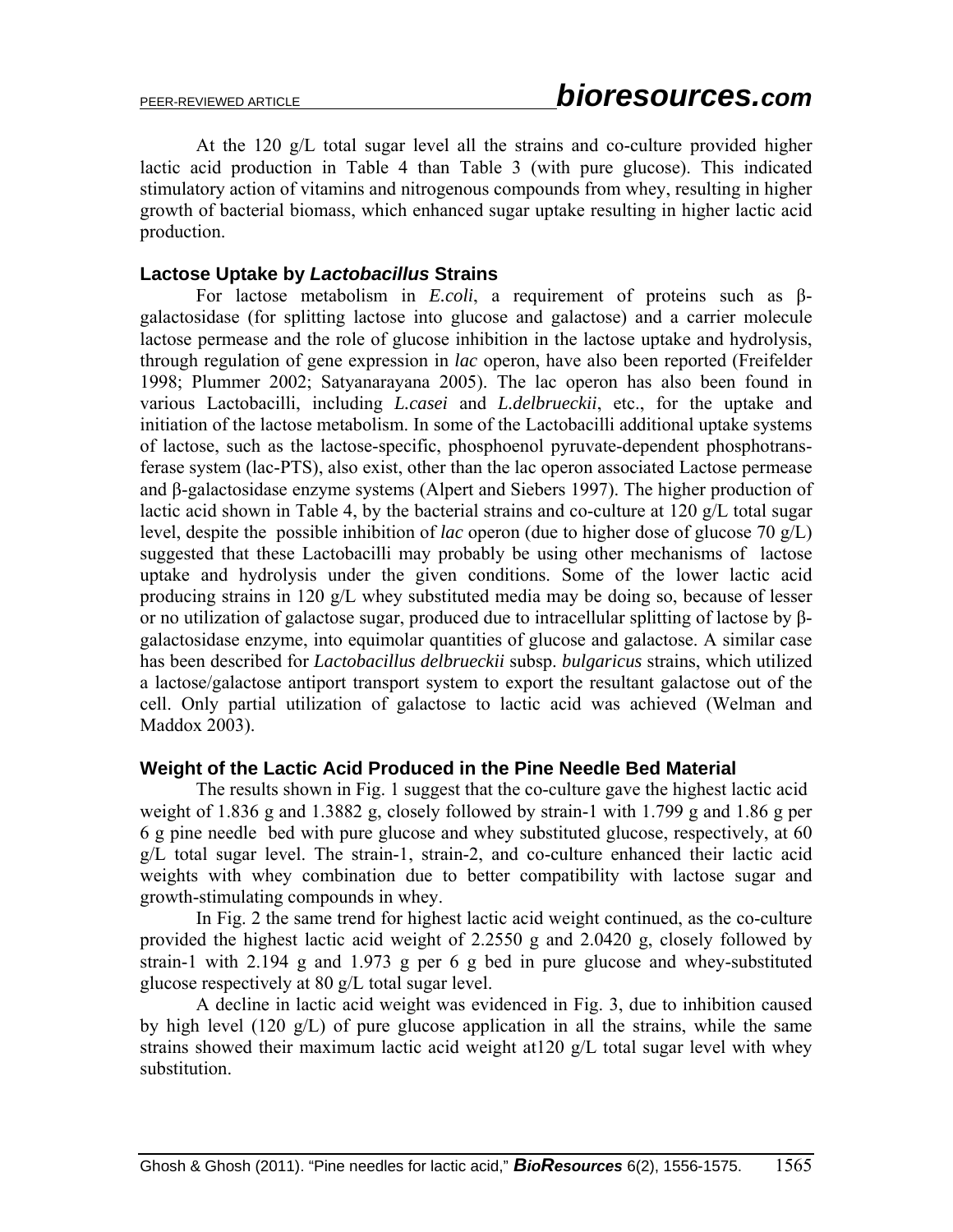At the 120 g/L total sugar level all the strains and co-culture provided higher lactic acid production in Table 4 than Table 3 (with pure glucose). This indicated stimulatory action of vitamins and nitrogenous compounds from whey, resulting in higher growth of bacterial biomass, which enhanced sugar uptake resulting in higher lactic acid production.

### Lactose Uptake by *Lactobacillus* Strains

For lactose metabolism in *E.coli*, a requirement of proteins such as β-galactosidase (for splitting lactose into glucose and galactose) and a carrier molecule lactose permease and the role of glucose inhibition in the lactose uptake and hydrolysis, through regulation of gene expression in *lac* operon, have also been reported (Freifelder 1998; Plummer 2002; Satyanarayana 2005). The lac operon has also been found in various Lactobacilli, including *L.casei* and *L.delbrueckii*, etc., for the uptake and initiation of the lactose metabolism. In some of the Lactobacilli additional uptake systems of lactose, such as the lactose-specific, phosphoenol pyruvate-dependent phosphotransferase system (lac-PTS), also exist, other than the lac operon associated Lactose permease and β-galactosidase enzyme systems (Alpert and Siebers 1997). The higher production of lactic acid shown in Table 4, by the bacterial strains and co-culture at 120 g/L total sugar level, despite the possible inhibition of *lac* operon (due to higher dose of glucose 70 g/L) suggested that these Lactobacilli may probably be using other mechanisms of lactose uptake and hydrolysis under the given conditions. Some of the lower lactic acid producing strains in 120 g/L whey substituted media may be doing so, because of lesser or no utilization of galactose sugar, produced due to intracellular splitting of lactose by β-galactosidase enzyme, into equimolar quantities of glucose and galactose. A similar case has been described for *Lactobacillus delbrueckii* subsp. *bulgaricus* strains, which utilized a lactose/galactose antiport transport system to export the resultant galactose out of the cell. Only partial utilization of galactose to lactic acid was achieved (Welman and Maddox 2003).

### Weight of the Lactic Acid Produced in the Pine Needle Bed Material

The results shown in Fig. 1 suggest that the co-culture gave the highest lactic acid weight of 1.836 g and 1.3882 g, closely followed by strain-1 with 1.799 g and 1.86 g per 6 g pine needle bed with pure glucose and whey substituted glucose, respectively, at 60 g/L total sugar level. The strain-1, strain-2, and co-culture enhanced their lactic acid weights with whey combination due to better compatibility with lactose sugar and growth-stimulating compounds in whey.

In Fig. 2 the same trend for highest lactic acid weight continued, as the co-culture provided the highest lactic acid weight of 2.2550 g and 2.0420 g, closely followed by strain-1 with 2.194 g and 1.973 g per 6 g bed in pure glucose and whey-substituted glucose respectively at 80 g/L total sugar level.

A decline in lactic acid weight was evidenced in Fig. 3, due to inhibition caused by high level (120 g/L) of pure glucose application in all the strains, while the same strains showed their maximum lactic acid weight at120 g/L total sugar level with whey substitution.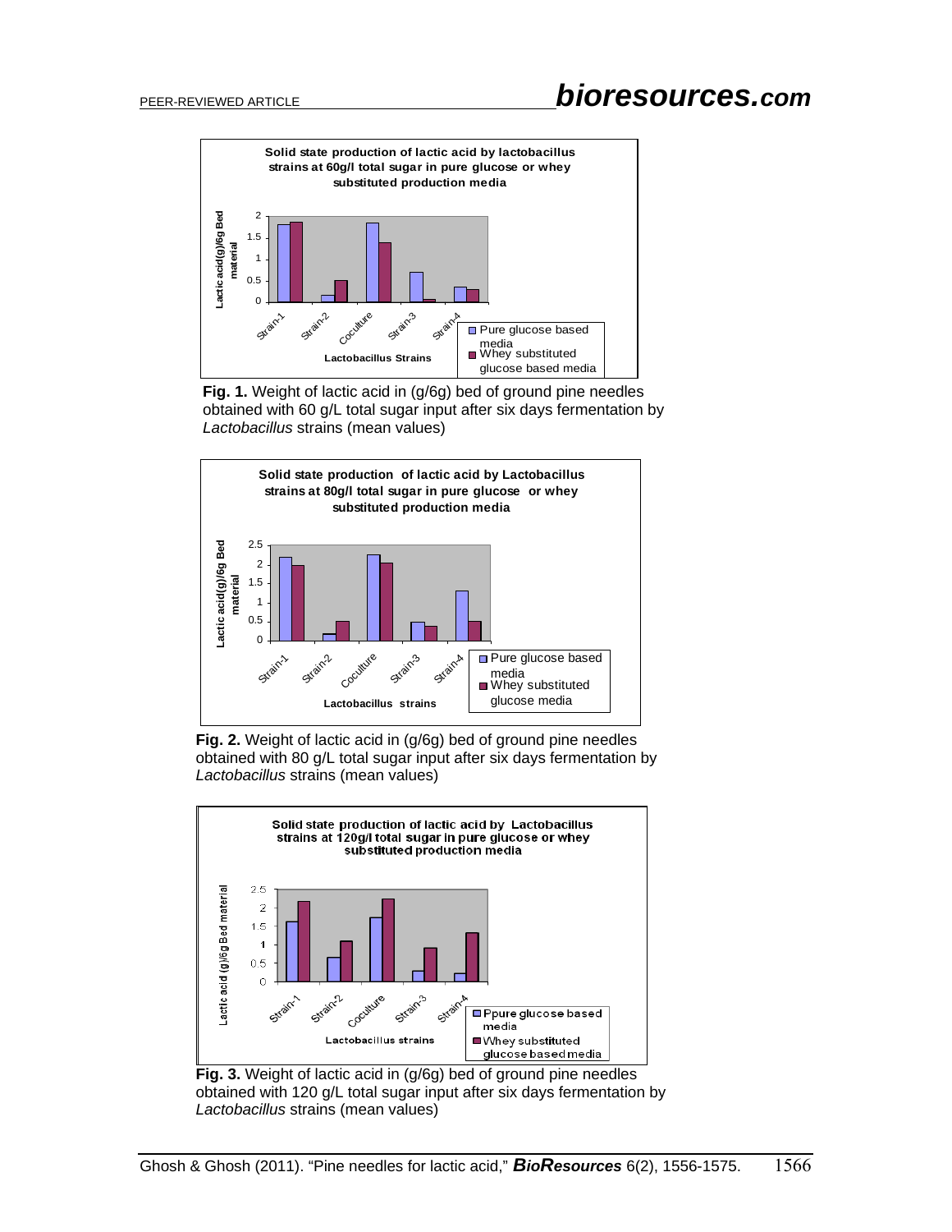**Fig. 1.** Weight of lactic acid in (g/6g) bed of ground pine needles obtained with 60 g/L total sugar input after six days fermentation by *Lactobacillus* strains (mean values)

**Fig. 2.** Weight of lactic acid in (g/6g) bed of ground pine needles obtained with 80 g/L total sugar input after six days fermentation by *Lactobacillus* strains (mean values)

**Fig. 3.** Weight of lactic acid in (g/6g) bed of ground pine needles obtained with 120 g/L total sugar input after six days fermentation by *Lactobacillus* strains (mean values)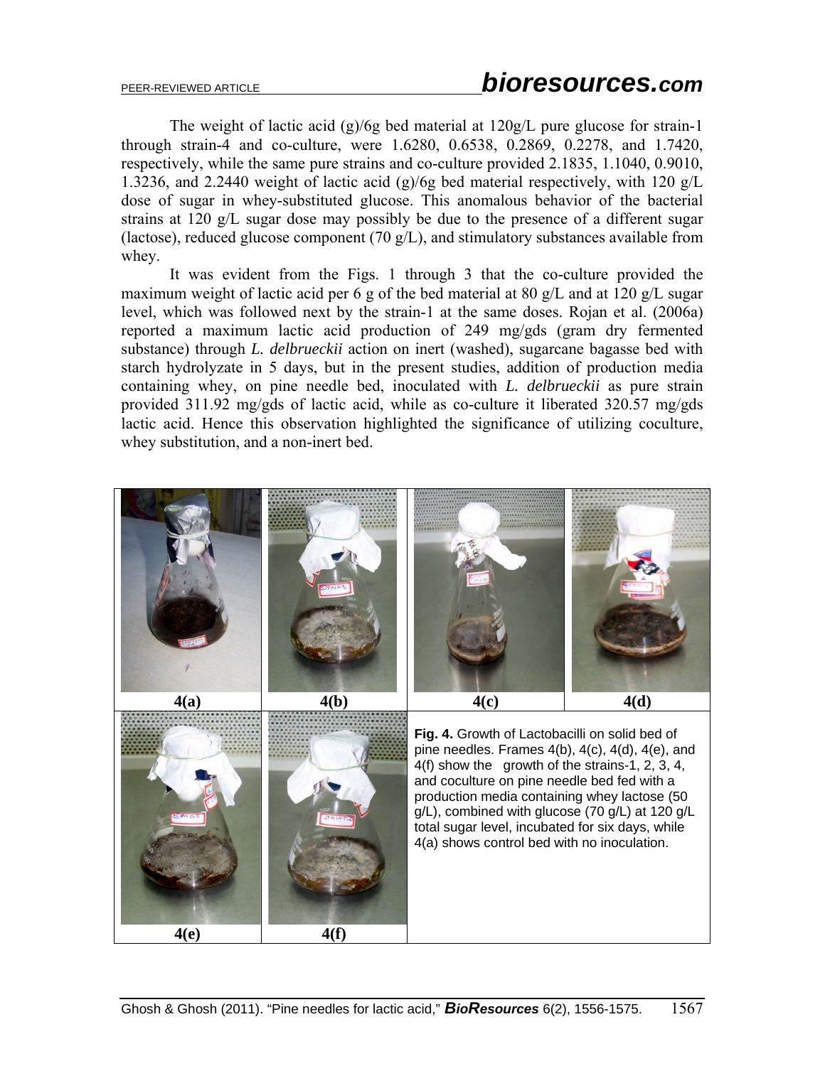The weight of lactic acid (g)/6g bed material at 120g/L pure glucose for strain-1 through strain-4 and co-culture, were 1.6280, 0.6538, 0.2869, 0.2278, and 1.7420, respectively, while the same pure strains and co-culture provided 2.1835, 1.1040, 0.9010, 1.3236, and 2.2440 weight of lactic acid (g)/6g bed material respectively, with 120 g/L dose of sugar in whey-substituted glucose. This anomalous behavior of the bacterial strains at 120 g/L sugar dose may possibly be due to the presence of a different sugar (lactose), reduced glucose component (70 g/L), and stimulatory substances available from whey.

It was evident from the Figs. 1 through 3 that the co-culture provided the maximum weight of lactic acid per 6 g of the bed material at 80 g/L and at 120 g/L sugar level, which was followed next by the strain-1 at the same doses. Rojan et al. (2006a) reported a maximum lactic acid production of 249 mg/gds (gram dry fermented substance) through *L. delbrueckii* action on inert (washed), sugarcane bagasse bed with starch hydrolyzate in 5 days, but in the present studies, addition of production media containing whey, on pine needle bed, inoculated with *L. delbrueckii* as pure strain provided 311.92 mg/gds of lactic acid, while as co-culture it liberated 320.57 mg/gds lactic acid. Hence this observation highlighted the significance of utilizing coculture, whey substitution, and a non-inert bed.

4(a) 4(b) 4(c) 4(d)

4(e) 4(f)

**Fig. 4.** Growth of Lactobacilli on solid bed of pine needles. Frames 4(b), 4(c), 4(d), 4(e), and 4(f) show the growth of the strains-1, 2, 3, 4, and coculture on pine needle bed fed with a production media containing whey lactose (50 g/L), combined with glucose (70 g/L) at 120 g/L total sugar level, incubated for six days, while 4(a) shows control bed with no inoculation.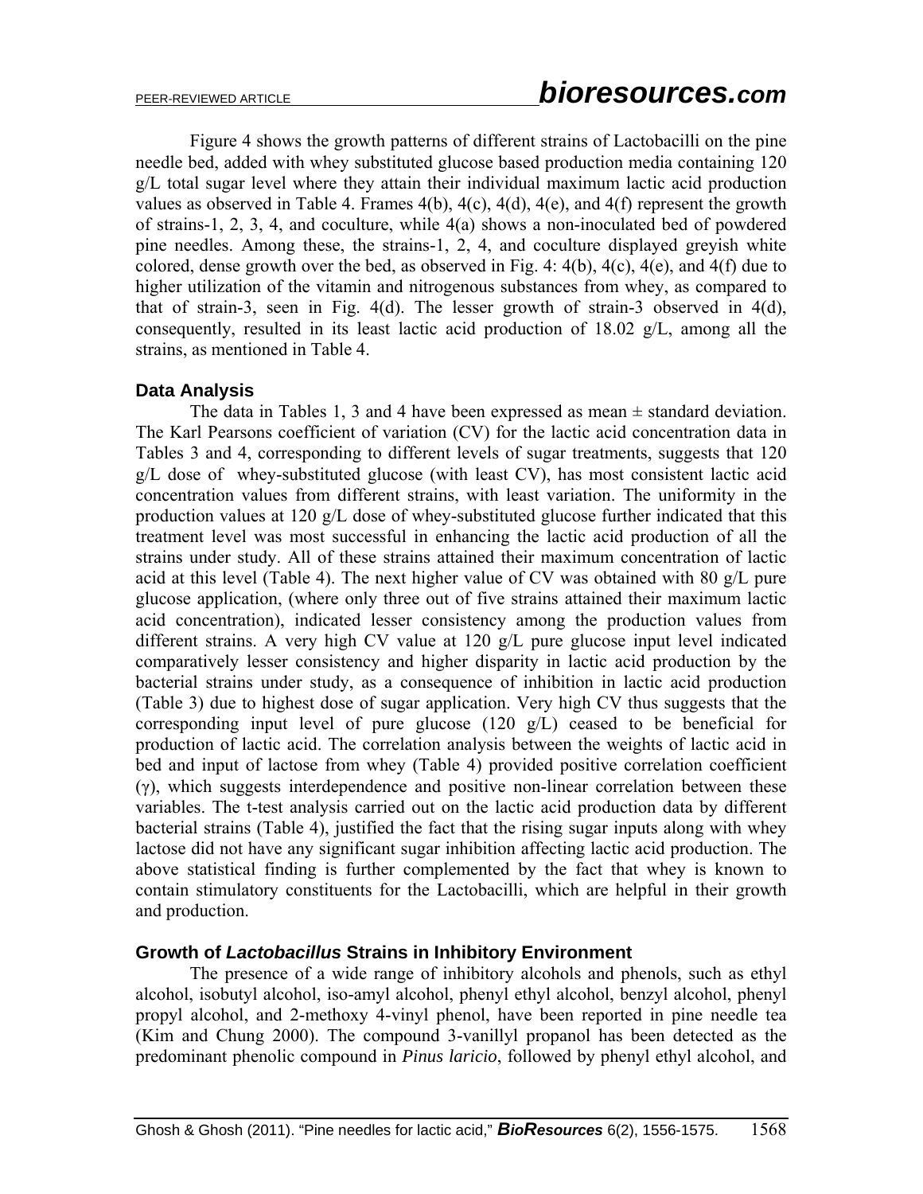Figure 4 shows the growth patterns of different strains of Lactobacilli on the pine needle bed, added with whey substituted glucose based production media containing 120 g/L total sugar level where they attain their individual maximum lactic acid production values as observed in Table 4. Frames 4(b), 4(c), 4(d), 4(e), and 4(f) represent the growth of strains-1, 2, 3, 4, and coculture, while 4(a) shows a non-inoculated bed of powdered pine needles. Among these, the strains-1, 2, 4, and coculture displayed greyish white colored, dense growth over the bed, as observed in Fig. 4: 4(b), 4(c), 4(e), and 4(f) due to higher utilization of the vitamin and nitrogenous substances from whey, as compared to that of strain-3, seen in Fig. 4(d). The lesser growth of strain-3 observed in 4(d), consequently, resulted in its least lactic acid production of 18.02 g/L, among all the strains, as mentioned in Table 4.

### Data Analysis

The data in Tables 1, 3 and 4 have been expressed as mean ± standard deviation. The Karl Pearsons coefficient of variation (CV) for the lactic acid concentration data in Tables 3 and 4, corresponding to different levels of sugar treatments, suggests that 120 g/L dose of whey-substituted glucose (with least CV), has most consistent lactic acid concentration values from different strains, with least variation. The uniformity in the production values at 120 g/L dose of whey-substituted glucose further indicated that this treatment level was most successful in enhancing the lactic acid production of all the strains under study. All of these strains attained their maximum concentration of lactic acid at this level (Table 4). The next higher value of CV was obtained with 80 g/L pure glucose application, (where only three out of five strains attained their maximum lactic acid concentration), indicated lesser consistency among the production values from different strains. A very high CV value at 120 g/L pure glucose input level indicated comparatively lesser consistency and higher disparity in lactic acid production by the bacterial strains under study, as a consequence of inhibition in lactic acid production (Table 3) due to highest dose of sugar application. Very high CV thus suggests that the corresponding input level of pure glucose (120 g/L) ceased to be beneficial for production of lactic acid. The correlation analysis between the weights of lactic acid in bed and input of lactose from whey (Table 4) provided positive correlation coefficient ($\gamma$), which suggests interdependence and positive non-linear correlation between these variables. The t-test analysis carried out on the lactic acid production data by different bacterial strains (Table 4), justified the fact that the rising sugar inputs along with whey lactose did not have any significant sugar inhibition affecting lactic acid production. The above statistical finding is further complemented by the fact that whey is known to contain stimulatory constituents for the Lactobacilli, which are helpful in their growth and production.

### Growth of *Lactobacillus* Strains in Inhibitory Environment

The presence of a wide range of inhibitory alcohols and phenols, such as ethyl alcohol, isobutyl alcohol, iso-amyl alcohol, phenyl ethyl alcohol, benzyl alcohol, phenyl propyl alcohol, and 2-methoxy 4-vinyl phenol, have been reported in pine needle tea (Kim and Chung 2000). The compound 3-vanillyl propanol has been detected as the predominant phenolic compound in *Pinus laricio*, followed by phenyl ethyl alcohol, and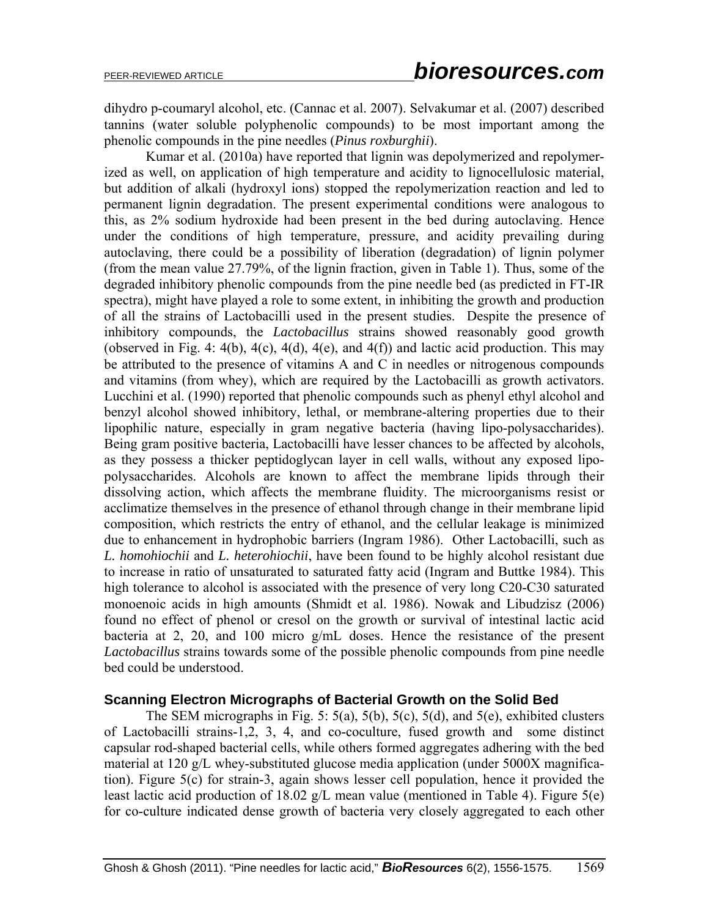dihydro p-coumaryl alcohol, etc. (Cannac et al. 2007). Selvakumar et al. (2007) described tannins (water soluble polyphenolic compounds) to be most important among the phenolic compounds in the pine needles (*Pinus roxburghii*).

Kumar et al. (2010a) have reported that lignin was depolymerized and repolymerized as well, on application of high temperature and acidity to lignocellulosic material, but addition of alkali (hydroxyl ions) stopped the repolymerization reaction and led to permanent lignin degradation. The present experimental conditions were analogous to this, as 2% sodium hydroxide had been present in the bed during autoclaving. Hence under the conditions of high temperature, pressure, and acidity prevailing during autoclaving, there could be a possibility of liberation (degradation) of lignin polymer (from the mean value 27.79%, of the lignin fraction, given in Table 1). Thus, some of the degraded inhibitory phenolic compounds from the pine needle bed (as predicted in FT-IR spectra), might have played a role to some extent, in inhibiting the growth and production of all the strains of Lactobacilli used in the present studies. Despite the presence of inhibitory compounds, the *Lactobacillus* strains showed reasonably good growth (observed in Fig. 4: 4(b), 4(c), 4(d), 4(e), and 4(f)) and lactic acid production. This may be attributed to the presence of vitamins A and C in needles or nitrogenous compounds and vitamins (from whey), which are required by the Lactobacilli as growth activators. Lucchini et al. (1990) reported that phenolic compounds such as phenyl ethyl alcohol and benzyl alcohol showed inhibitory, lethal, or membrane-altering properties due to their lipophilic nature, especially in gram negative bacteria (having lipo-polysaccharides). Being gram positive bacteria, Lactobacilli have lesser chances to be affected by alcohols, as they possess a thicker peptidoglycan layer in cell walls, without any exposed lipo-polysaccharides. Alcohols are known to affect the membrane lipids through their dissolving action, which affects the membrane fluidity. The microorganisms resist or acclimatize themselves in the presence of ethanol through change in their membrane lipid composition, which restricts the entry of ethanol, and the cellular leakage is minimized due to enhancement in hydrophobic barriers (Ingram 1986). Other Lactobacilli, such as *L. homohiochii* and *L. heterohiochii*, have been found to be highly alcohol resistant due to increase in ratio of unsaturated to saturated fatty acid (Ingram and Buttke 1984). This high tolerance to alcohol is associated with the presence of very long C20-C30 saturated monoenoic acids in high amounts (Shmidt et al. 1986). Nowak and Libudzisz (2006) found no effect of phenol or cresol on the growth or survival of intestinal lactic acid bacteria at 2, 20, and 100 micro g/mL doses. Hence the resistance of the present *Lactobacillus* strains towards some of the possible phenolic compounds from pine needle bed could be understood.

## Scanning Electron Micrographs of Bacterial Growth on the Solid Bed

The SEM micrographs in Fig. 5: 5(a), 5(b), 5(c), 5(d), and 5(e), exhibited clusters of Lactobacilli strains-1,2, 3, 4, and co-coculture, fused growth and some distinct capsular rod-shaped bacterial cells, while others formed aggregates adhering with the bed material at 120 g/L whey-substituted glucose media application (under 5000X magnification). Figure 5(c) for strain-3, again shows lesser cell population, hence it provided the least lactic acid production of 18.02 g/L mean value (mentioned in Table 4). Figure 5(e) for co-culture indicated dense growth of bacteria very closely aggregated to each other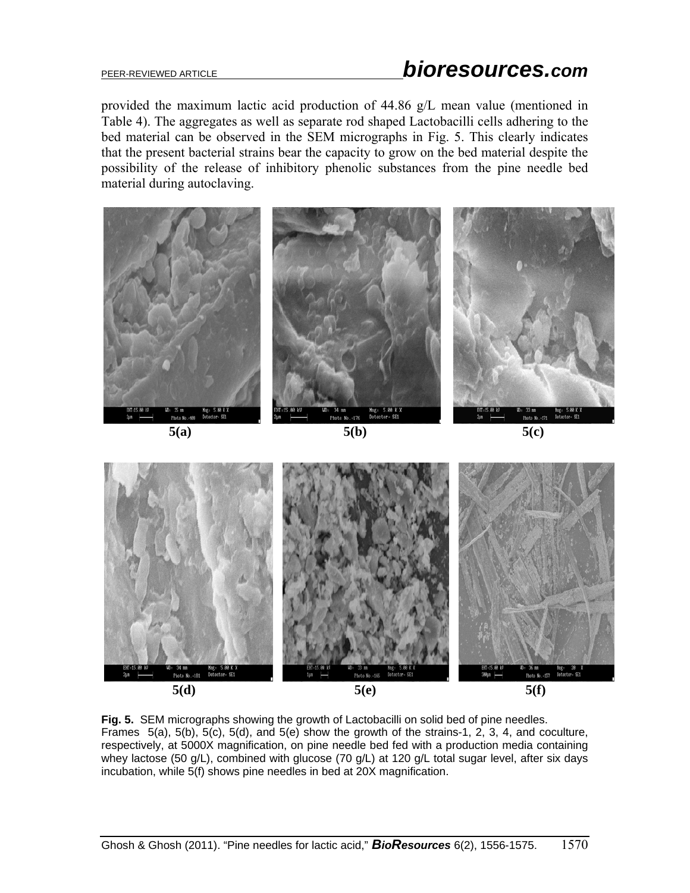provided the maximum lactic acid production of 44.86 g/L mean value (mentioned in Table 4). The aggregates as well as separate rod shaped Lactobacilli cells adhering to the bed material can be observed in the SEM micrographs in Fig. 5. This clearly indicates that the present bacterial strains bear the capacity to grow on the bed material despite the possibility of the release of inhibitory phenolic substances from the pine needle bed material during autoclaving.

**5(a)** **5(b)** **5(c)**

**5(d)** **5(e)** **5(f)**

**Fig. 5.** SEM micrographs showing the growth of Lactobacilli on solid bed of pine needles. Frames 5(a), 5(b), 5(c), 5(d), and 5(e) show the growth of the strains-1, 2, 3, 4, and coculture, respectively, at 5000X magnification, on pine needle bed fed with a production media containing whey lactose (50 g/L), combined with glucose (70 g/L) at 120 g/L total sugar level, after six days incubation, while 5(f) shows pine needles in bed at 20X magnification.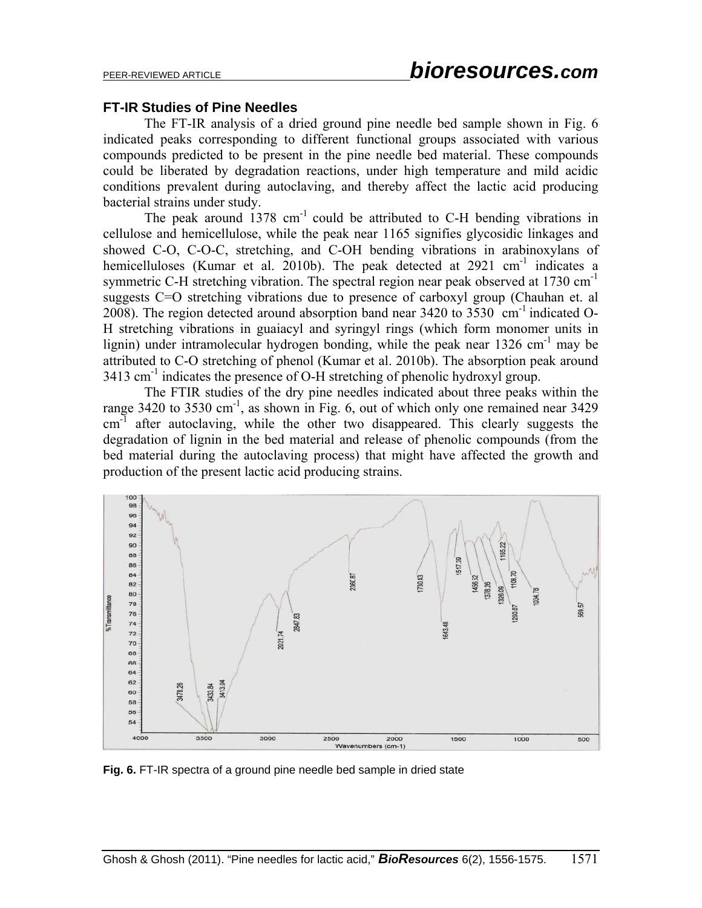### FT-IR Studies of Pine Needles

The FT-IR analysis of a dried ground pine needle bed sample shown in Fig. 6 indicated peaks corresponding to different functional groups associated with various compounds predicted to be present in the pine needle bed material. These compounds could be liberated by degradation reactions, under high temperature and mild acidic conditions prevalent during autoclaving, and thereby affect the lactic acid producing bacterial strains under study.

The peak around 1378 $cm^{-1}$ could be attributed to C-H bending vibrations in cellulose and hemicellulose, while the peak near 1165 signifies glycosidic linkages and showed C-O, C-O-C, stretching, and C-OH bending vibrations in arabinoxylans of hemicelluloses (Kumar et al. 2010b). The peak detected at 2921 $cm^{-1}$ indicates a symmetric C-H stretching vibration. The spectral region near peak observed at 1730 $cm^{-1}$ suggests C=O stretching vibrations due to presence of carboxyl group (Chauhan et. al 2008). The region detected around absorption band near 3420 to 3530 $cm^{-1}$ indicated O-H stretching vibrations in guaiacyl and syringyl rings (which form monomer units in lignin) under intramolecular hydrogen bonding, while the peak near 1326 $cm^{-1}$ may be attributed to C-O stretching of phenol (Kumar et al. 2010b). The absorption peak around 3413 $cm^{-1}$ indicates the presence of O-H stretching of phenolic hydroxyl group.

The FTIR studies of the dry pine needles indicated about three peaks within the range 3420 to 3530 $cm^{-1}$, as shown in Fig. 6, out of which only one remained near 3429 $cm^{-1}$ after autoclaving, while the other two disappeared. This clearly suggests the degradation of lignin in the bed material and release of phenolic compounds (from the bed material during the autoclaving process) that might have affected the growth and production of the present lactic acid producing strains.

**Fig. 6.** FT-IR spectra of a ground pine needle bed sample in dried state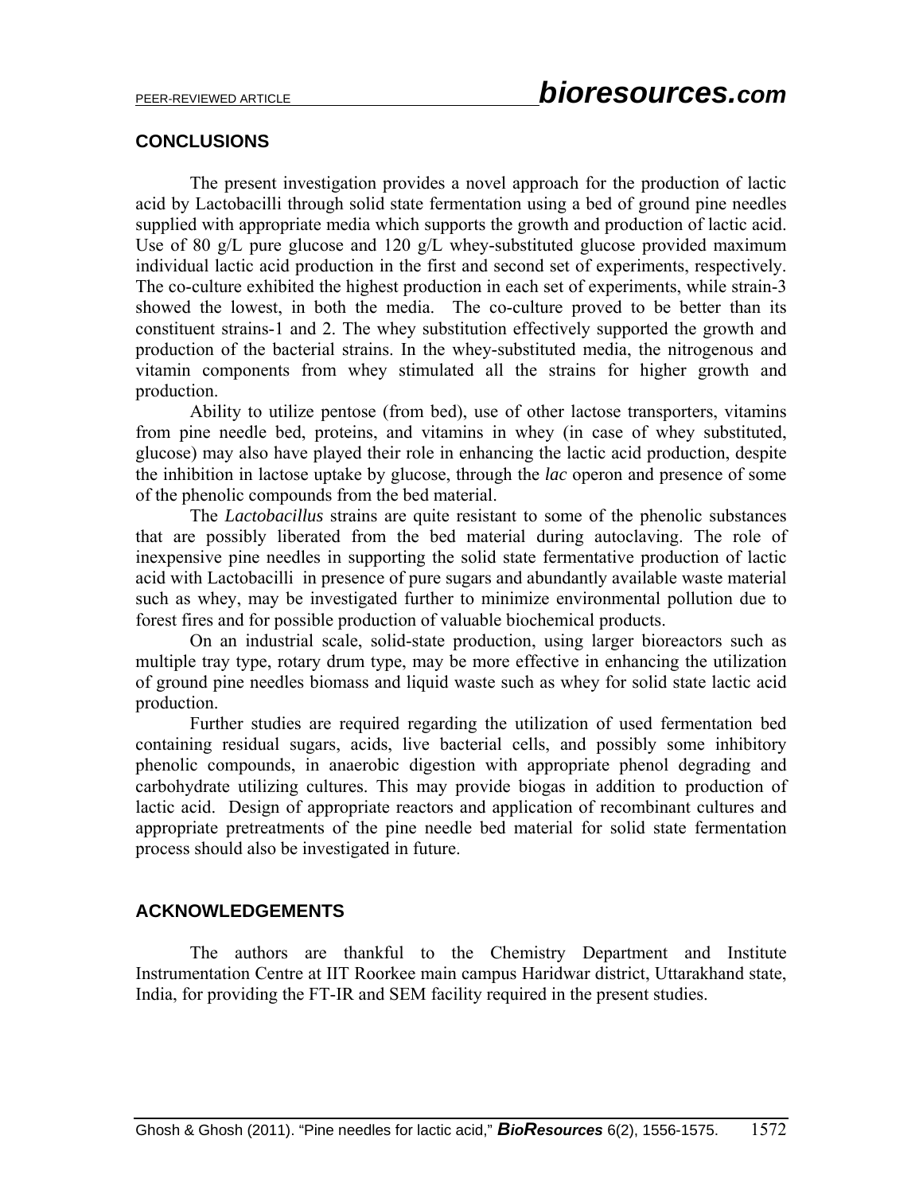## CONCLUSIONS

The present investigation provides a novel approach for the production of lactic acid by Lactobacilli through solid state fermentation using a bed of ground pine needles supplied with appropriate media which supports the growth and production of lactic acid. Use of 80 g/L pure glucose and 120 g/L whey-substituted glucose provided maximum individual lactic acid production in the first and second set of experiments, respectively. The co-culture exhibited the highest production in each set of experiments, while strain-3 showed the lowest, in both the media. The co-culture proved to be better than its constituent strains-1 and 2. The whey substitution effectively supported the growth and production of the bacterial strains. In the whey-substituted media, the nitrogenous and vitamin components from whey stimulated all the strains for higher growth and production.

Ability to utilize pentose (from bed), use of other lactose transporters, vitamins from pine needle bed, proteins, and vitamins in whey (in case of whey substituted, glucose) may also have played their role in enhancing the lactic acid production, despite the inhibition in lactose uptake by glucose, through the *lac* operon and presence of some of the phenolic compounds from the bed material.

The *Lactobacillus* strains are quite resistant to some of the phenolic substances that are possibly liberated from the bed material during autoclaving. The role of inexpensive pine needles in supporting the solid state fermentative production of lactic acid with Lactobacilli in presence of pure sugars and abundantly available waste material such as whey, may be investigated further to minimize environmental pollution due to forest fires and for possible production of valuable biochemical products.

On an industrial scale, solid-state production, using larger bioreactors such as multiple tray type, rotary drum type, may be more effective in enhancing the utilization of ground pine needles biomass and liquid waste such as whey for solid state lactic acid production.

Further studies are required regarding the utilization of used fermentation bed containing residual sugars, acids, live bacterial cells, and possibly some inhibitory phenolic compounds, in anaerobic digestion with appropriate phenol degrading and carbohydrate utilizing cultures. This may provide biogas in addition to production of lactic acid. Design of appropriate reactors and application of recombinant cultures and appropriate pretreatments of the pine needle bed material for solid state fermentation process should also be investigated in future.

## ACKNOWLEDGEMENTS

The authors are thankful to the Chemistry Department and Institute Instrumentation Centre at IIT Roorkee main campus Haridwar district, Uttarakhand state, India, for providing the FT-IR and SEM facility required in the present studies.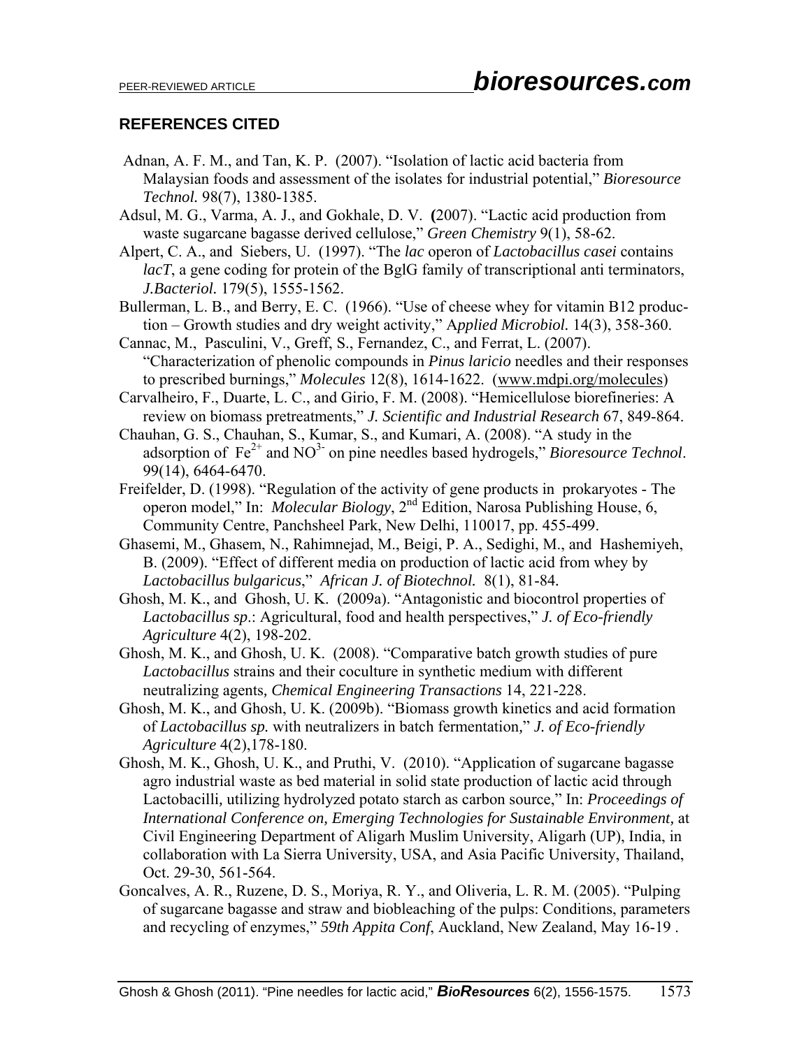## REFERENCES CITED

Adnan, A. F. M., and Tan, K. P. (2007). "Isolation of lactic acid bacteria from Malaysian foods and assessment of the isolates for industrial potential," *Bioresource Technol.* 98(7), 1380-1385.

Adsul, M. G., Varma, A. J., and Gokhale, D. V. **(**2007). "Lactic acid production from waste sugarcane bagasse derived cellulose," *Green Chemistry* 9(1), 58-62.

Alpert, C. A., and Siebers, U. (1997). "The *lac* operon of *Lactobacillus casei* contains *lacT*, a gene coding for protein of the BglG family of transcriptional anti terminators, *J.Bacteriol.* 179(5), 1555-1562.

Bullerman, L. B., and Berry, E. C. (1966). "Use of cheese whey for vitamin B12 production – Growth studies and dry weight activity," A*pplied Microbiol.* 14(3), 358-360.

Cannac, M., Pasculini, V., Greff, S., Fernandez, C., and Ferrat, L. (2007). "Characterization of phenolic compounds in *Pinus laricio* needles and their responses to prescribed burnings," *Molecules* 12(8), 1614-1622. (www.mdpi.org/molecules)

Carvalheiro, F., Duarte, L. C., and Girio, F. M. (2008). "Hemicellulose biorefineries: A review on biomass pretreatments," *J. Scientific and Industrial Research* 67, 849-864.

Chauhan, G. S., Chauhan, S., Kumar, S., and Kumari, A. (2008). "A study in the adsorption of $Fe^{2+}$ and $NO^{3-}$ on pine needles based hydrogels," *Bioresource Technol*. 99(14), 6464-6470.

Freifelder, D. (1998). "Regulation of the activity of gene products in prokaryotes - The operon model," In: *Molecular Biology*, 2nd Edition, Narosa Publishing House, 6, Community Centre, Panchsheel Park, New Delhi, 110017, pp. 455-499.

Ghasemi, M., Ghasem, N., Rahimnejad, M., Beigi, P. A., Sedighi, M., and Hashemiyeh, B. (2009). "Effect of different media on production of lactic acid from whey by *Lactobacillus bulgaricus*," *African J. of Biotechnol.* 8(1), 81-84.

Ghosh, M. K., and Ghosh, U. K. (2009a). "Antagonistic and biocontrol properties of *Lactobacillus sp*.: Agricultural, food and health perspectives," *J. of Eco-friendly Agriculture* 4(2), 198-202.

Ghosh, M. K., and Ghosh, U. K. (2008). "Comparative batch growth studies of pure *Lactobacillus* strains and their coculture in synthetic medium with different neutralizing agents*, Chemical Engineering Transactions* 14, 221-228.

Ghosh, M. K., and Ghosh, U. K. (2009b). "Biomass growth kinetics and acid formation of *Lactobacillus sp.* with neutralizers in batch fermentation*,*" *J. of Eco-friendly Agriculture* 4(2),178-180.

Ghosh, M. K., Ghosh, U. K., and Pruthi, V. (2010). "Application of sugarcane bagasse agro industrial waste as bed material in solid state production of lactic acid through Lactobacilli*,* utilizing hydrolyzed potato starch as carbon source," In: *Proceedings of International Conference on, Emerging Technologies for Sustainable Environment,* at Civil Engineering Department of Aligarh Muslim University, Aligarh (UP), India, in collaboration with La Sierra University, USA, and Asia Pacific University, Thailand, Oct. 29-30, 561-564.

Goncalves, A. R., Ruzene, D. S., Moriya, R. Y., and Oliveria, L. R. M. (2005). "Pulping of sugarcane bagasse and straw and biobleaching of the pulps: Conditions, parameters and recycling of enzymes," *59th Appita Conf*, Auckland, New Zealand, May 16-19 .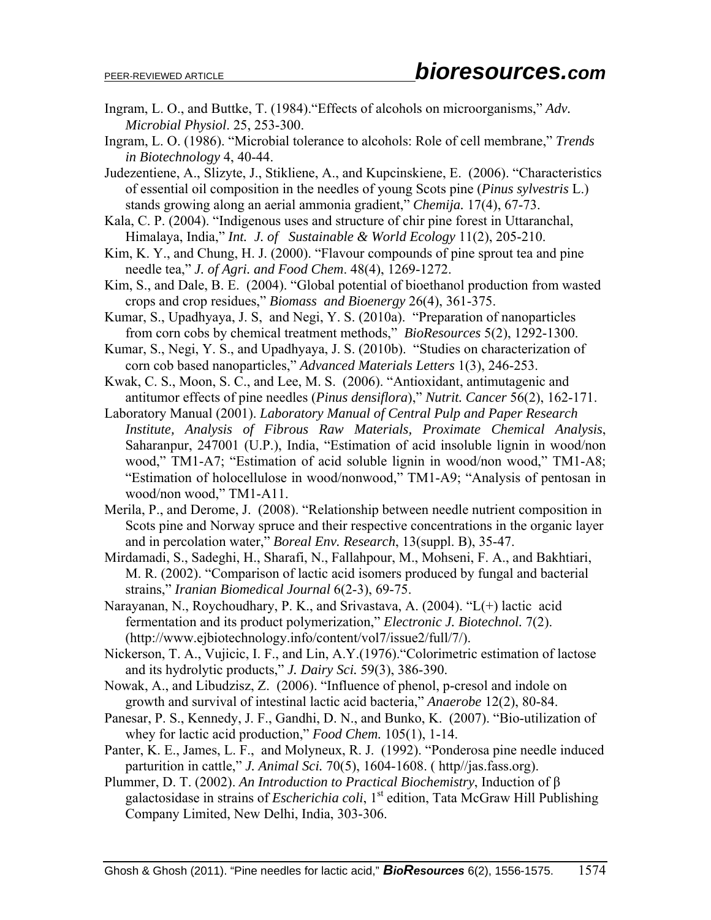Ingram, L. O., and Buttke, T. (1984)."Effects of alcohols on microorganisms," *Adv. Microbial Physiol*. 25, 253-300.

Ingram, L. O. (1986). "Microbial tolerance to alcohols: Role of cell membrane," *Trends in Biotechnology* 4, 40-44.

Judezentiene, A., Slizyte, J., Stikliene, A., and Kupcinskiene, E. (2006). "Characteristics of essential oil composition in the needles of young Scots pine (*Pinus sylvestris* L.) stands growing along an aerial ammonia gradient," *Chemija.* 17(4), 67-73.

Kala, C. P. (2004). "Indigenous uses and structure of chir pine forest in Uttaranchal, Himalaya, India," *Int. J. of Sustainable & World Ecology* 11(2), 205-210.

Kim, K. Y., and Chung, H. J. (2000). "Flavour compounds of pine sprout tea and pine needle tea," *J. of Agri. and Food Chem*. 48(4), 1269-1272.

Kim, S., and Dale, B. E. (2004). "Global potential of bioethanol production from wasted crops and crop residues," *Biomass and Bioenergy* 26(4), 361-375.

Kumar, S., Upadhyaya, J. S, and Negi, Y. S. (2010a). "Preparation of nanoparticles from corn cobs by chemical treatment methods," *BioResources* 5(2), 1292-1300.

Kumar, S., Negi, Y. S., and Upadhyaya, J. S. (2010b). "Studies on characterization of corn cob based nanoparticles," *Advanced Materials Letters* 1(3), 246-253.

Kwak, C. S., Moon, S. C., and Lee, M. S. (2006). "Antioxidant, antimutagenic and antitumor effects of pine needles (*Pinus densiflora*)," *Nutrit. Cancer* 56(2), 162-171.

Laboratory Manual (2001). *Laboratory Manual of Central Pulp and Paper Research Institute, Analysis of Fibrous Raw Materials, Proximate Chemical Analysis*, Saharanpur, 247001 (U.P.), India, "Estimation of acid insoluble lignin in wood/non wood," TM1-A7; "Estimation of acid soluble lignin in wood/non wood," TM1-A8; "Estimation of holocellulose in wood/nonwood," TM1-A9; "Analysis of pentosan in wood/non wood," TM1-A11.

Merila, P., and Derome, J. (2008). "Relationship between needle nutrient composition in Scots pine and Norway spruce and their respective concentrations in the organic layer and in percolation water," *Boreal Env. Research*, 13(suppl. B), 35-47.

Mirdamadi, S., Sadeghi, H., Sharafi, N., Fallahpour, M., Mohseni, F. A., and Bakhtiari, M. R. (2002). "Comparison of lactic acid isomers produced by fungal and bacterial strains," *Iranian Biomedical Journal* 6(2-3), 69-75.

Narayanan, N., Roychoudhary, P. K., and Srivastava, A. (2004). "L(+) lactic acid fermentation and its product polymerization," *Electronic J. Biotechnol.* 7(2). (http://www.ejbiotechnology.info/content/vol7/issue2/full/7/).

Nickerson, T. A., Vujicic, I. F., and Lin, A.Y.(1976)."Colorimetric estimation of lactose and its hydrolytic products," *J. Dairy Sci.* 59(3), 386-390.

Nowak, A., and Libudzisz, Z. (2006). "Influence of phenol, p-cresol and indole on growth and survival of intestinal lactic acid bacteria," *Anaerobe* 12(2), 80-84.

Panesar, P. S., Kennedy, J. F., Gandhi, D. N., and Bunko, K. (2007). "Bio-utilization of whey for lactic acid production," *Food Chem.* 105(1), 1-14.

Panter, K. E., James, L. F., and Molyneux, R. J. (1992). "Ponderosa pine needle induced parturition in cattle," *J. Animal Sci.* 70(5), 1604-1608. ( http//jas.fass.org).

Plummer, D. T. (2002). *An Introduction to Practical Biochemistry*, Induction of β galactosidase in strains of *Escherichia coli*, 1st edition, Tata McGraw Hill Publishing Company Limited, New Delhi, India, 303-306.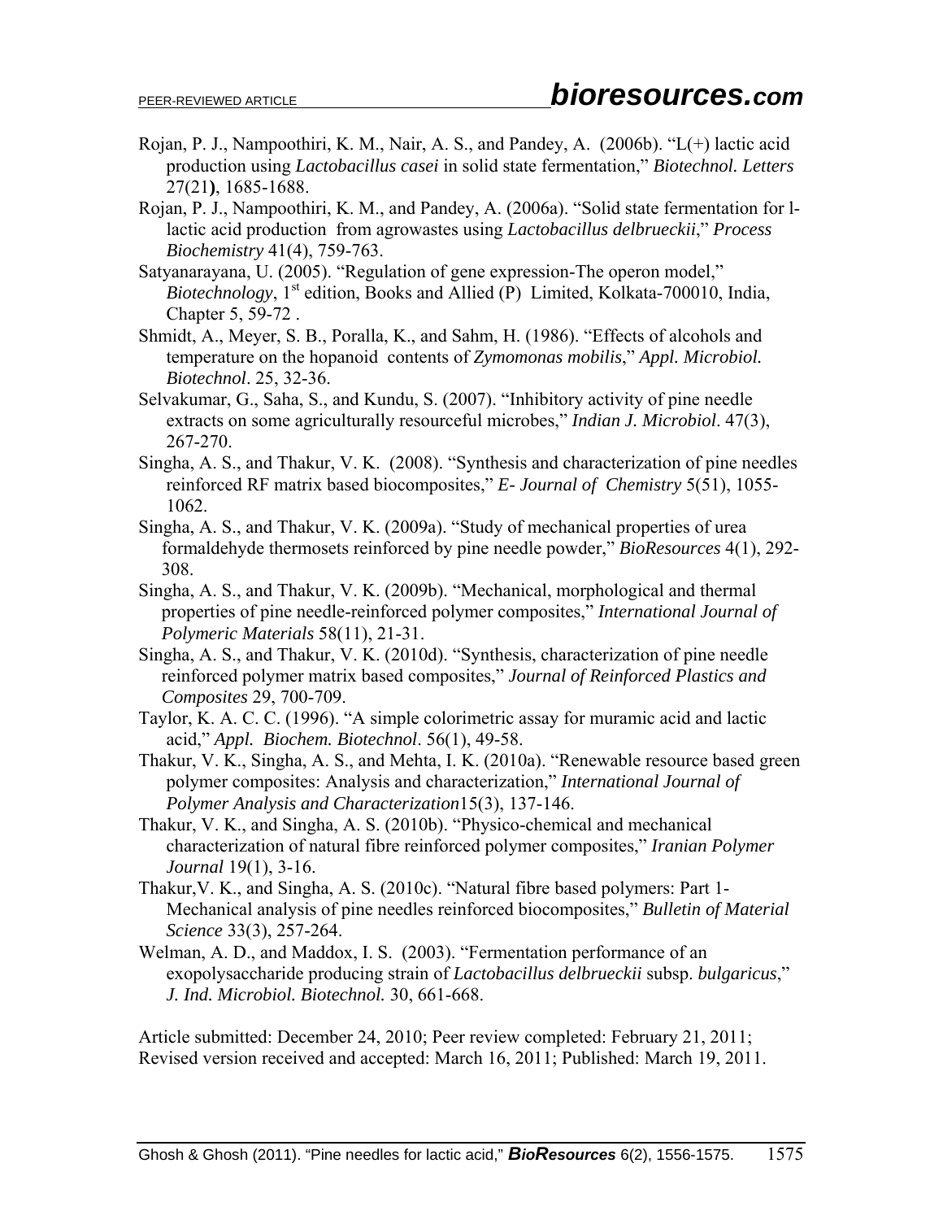Rojan, P. J., Nampoothiri, K. M., Nair, A. S., and Pandey, A. (2006b). "L(+) lactic acid production using *Lactobacillus casei* in solid state fermentation," *Biotechnol. Letters* 27(21**)**, 1685-1688.

Rojan, P. J., Nampoothiri, K. M., and Pandey, A. (2006a). "Solid state fermentation for l-lactic acid production from agrowastes using *Lactobacillus delbrueckii*," *Process Biochemistry* 41(4), 759-763.

Satyanarayana, U. (2005). "Regulation of gene expression-The operon model," *Biotechnology*, 1st edition, Books and Allied (P) Limited, Kolkata-700010, India, Chapter 5, 59-72 .

Shmidt, A., Meyer, S. B., Poralla, K., and Sahm, H. (1986). "Effects of alcohols and temperature on the hopanoid contents of *Zymomonas mobilis*," *Appl. Microbiol. Biotechnol*. 25, 32-36.

Selvakumar, G., Saha, S., and Kundu, S. (2007). "Inhibitory activity of pine needle extracts on some agriculturally resourceful microbes," *Indian J. Microbiol*. 47(3), 267-270.

Singha, A. S., and Thakur, V. K. (2008). "Synthesis and characterization of pine needles reinforced RF matrix based biocomposites," *E- Journal of Chemistry* 5(51), 1055-1062.

Singha, A. S., and Thakur, V. K. (2009a). "Study of mechanical properties of urea formaldehyde thermosets reinforced by pine needle powder," *BioResources* 4(1), 292-308.

Singha, A. S., and Thakur, V. K. (2009b). "Mechanical, morphological and thermal properties of pine needle-reinforced polymer composites," *International Journal of Polymeric Materials* 58(11), 21-31.

Singha, A. S., and Thakur, V. K. (2010d). "Synthesis, characterization of pine needle reinforced polymer matrix based composites," *Journal of Reinforced Plastics and Composites* 29, 700-709.

Taylor, K. A. C. C. (1996). "A simple colorimetric assay for muramic acid and lactic acid," *Appl. Biochem. Biotechnol*. 56(1), 49-58.

Thakur, V. K., Singha, A. S., and Mehta, I. K. (2010a). "Renewable resource based green polymer composites: Analysis and characterization," *International Journal of Polymer Analysis and Characterization*15(3), 137-146.

Thakur, V. K., and Singha, A. S. (2010b). "Physico-chemical and mechanical characterization of natural fibre reinforced polymer composites," *Iranian Polymer Journal* 19(1), 3-16.

Thakur,V. K., and Singha, A. S. (2010c). "Natural fibre based polymers: Part 1- Mechanical analysis of pine needles reinforced biocomposites," *Bulletin of Material Science* 33(3), 257-264.

Welman, A. D., and Maddox, I. S. (2003). "Fermentation performance of an exopolysaccharide producing strain of *Lactobacillus delbrueckii* subsp. *bulgaricus*," *J. Ind. Microbiol. Biotechnol.* 30, 661-668.

Article submitted: December 24, 2010; Peer review completed: February 21, 2011; Revised version received and accepted: March 16, 2011; Published: March 19, 2011.